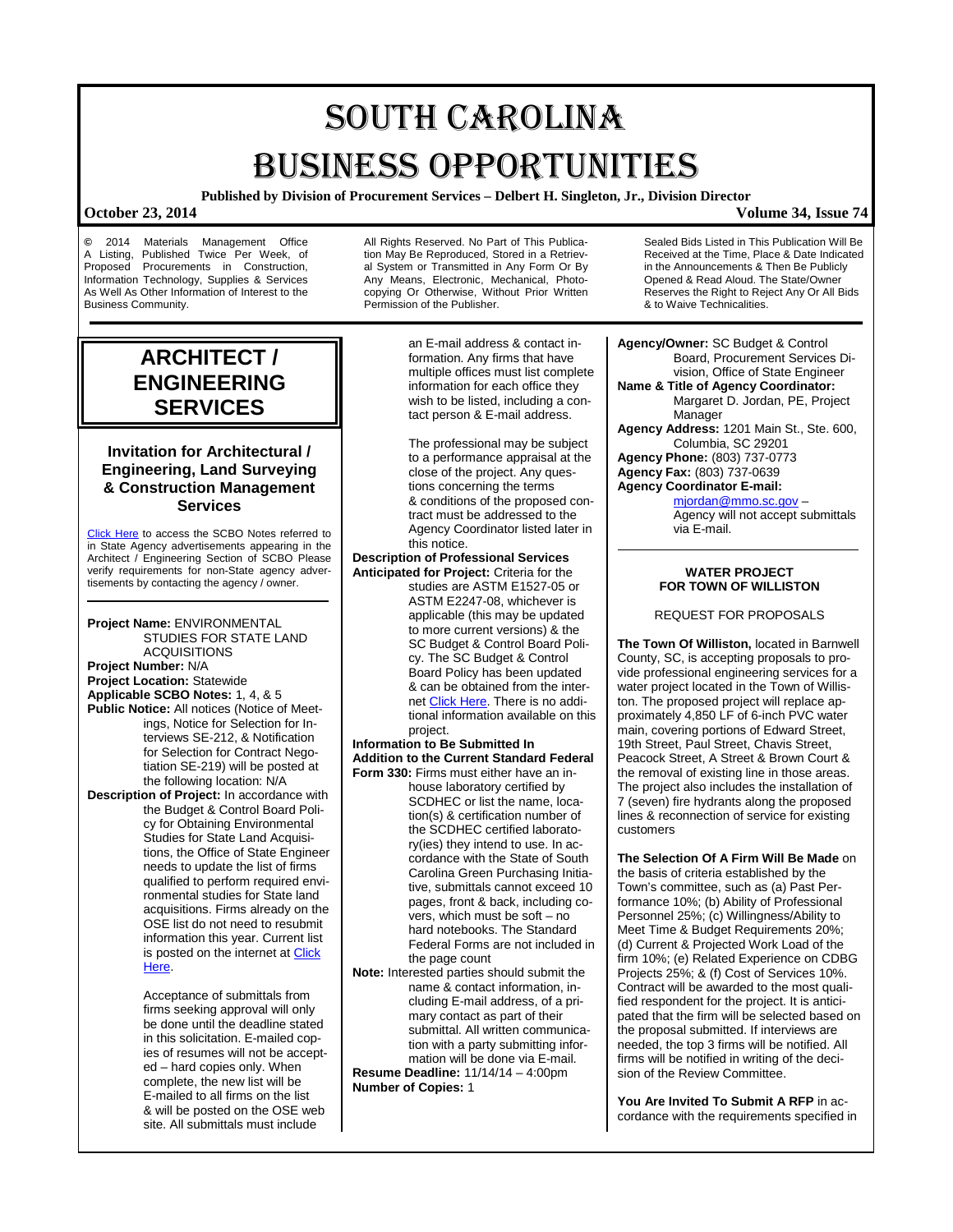# SOUTH CAROLINA BUSINESS OPPORTUNITIES

**Published by Division of Procurement Services – Delbert H. Singleton, Jr., Division Director**

**October 23, 2014** **Volume 34, Issue 74**

© 2014 Materials Management Office A Listing, Published Twice Per Week, of Proposed Procurements in Construction, Information Technology, Supplies & Services As Well As Other Information of Interest to the Business Community.

All Rights Reserved. No Part of This Publication May Be Reproduced, Stored in a Retrieval System or Transmitted in Any Form Or By Any Means, Electronic, Mechanical, Photocopying Or Otherwise, Without Prior Written Permission of the Publisher.

Sealed Bids Listed in This Publication Will Be Received at the Time, Place & Date Indicated in the Announcements & Then Be Publicly Opened & Read Aloud. The State/Owner Reserves the Right to Reject Any Or All Bids & to Waive Technicalities.

## ARCHITECT / ENGINEERING SERVICES

### Invitation for Architectural / Engineering, Land Surveying & Construction Management Services

Click Here to access the SCBO Notes referred to in State Agency advertisements appearing in the Architect / Engineering Section of SCBO Please verify requirements for non-State agency advertisements by contacting the agency / owner.

**Project Name:** ENVIRONMENTAL STUDIES FOR STATE LAND ACQUISITIONS
**Project Number:** N/A
**Project Location:** Statewide
**Applicable SCBO Notes:** 1, 4, & 5
**Public Notice:** All notices (Notice of Meetings, Notice for Selection for Interviews SE-212, & Notification for Selection for Contract Negotiation SE-219) will be posted at the following location: N/A
**Description of Project:** In accordance with the Budget & Control Board Policy for Obtaining Environmental Studies for State Land Acquisitions, the Office of State Engineer needs to update the list of firms qualified to perform required environmental studies for State land acquisitions. Firms already on the OSE list do not need to resubmit information this year. Current list is posted on the internet at Click Here.

Acceptance of submittals from firms seeking approval will only be done until the deadline stated in this solicitation. E-mailed copies of resumes will not be accepted – hard copies only. When complete, the new list will be E-mailed to all firms on the list & will be posted on the OSE web site. All submittals must include an E-mail address & contact information. Any firms that have multiple offices must list complete information for each office they wish to be listed, including a contact person & E-mail address.

The professional may be subject to a performance appraisal at the close of the project. Any questions concerning the terms & conditions of the proposed contract must be addressed to the Agency Coordinator listed later in this notice.

**Description of Professional Services Anticipated for Project:** Criteria for the studies are ASTM E1527-05 or ASTM E2247-08, whichever is applicable (this may be updated to more current versions) & the SC Budget & Control Board Policy. The SC Budget & Control Board Policy has been updated & can be obtained from the internet Click Here. There is no additional information available on this project.
**Information to Be Submitted In Addition to the Current Standard Federal Form 330:** Firms must either have an in-house laboratory certified by SCDHEC or list the name, location(s) & certification number of the SCDHEC certified laboratory(ies) they intend to use. In accordance with the State of South Carolina Green Purchasing Initiative, submittals cannot exceed 10 pages, front & back, including covers, which must be soft – no hard notebooks. The Standard Federal Forms are not included in the page count
**Note:** Interested parties should submit the name & contact information, including E-mail address, of a primary contact as part of their submittal. All written communication with a party submitting information will be done via E-mail.
**Resume Deadline:** 11/14/14 – 4:00pm
**Number of Copies:** 1
**Agency/Owner:** SC Budget & Control Board, Procurement Services Division, Office of State Engineer
**Name & Title of Agency Coordinator:** Margaret D. Jordan, PE, Project Manager
**Agency Address:** 1201 Main St., Ste. 600, Columbia, SC 29201
**Agency Phone:** (803) 737-0773
**Agency Fax:** (803) 737-0639
**Agency Coordinator E-mail:** mjordan@mmo.sc.gov – Agency will not accept submittals via E-mail.

---

**WATER PROJECT FOR TOWN OF WILLISTON**

REQUEST FOR PROPOSALS

**The Town Of Williston,** located in Barnwell County, SC, is accepting proposals to provide professional engineering services for a water project located in the Town of Williston. The proposed project will replace approximately 4,850 LF of 6-inch PVC water main, covering portions of Edward Street, 19th Street, Paul Street, Chavis Street, Peacock Street, A Street & Brown Court & the removal of existing line in those areas. The project also includes the installation of 7 (seven) fire hydrants along the proposed lines & reconnection of service for existing customers

**The Selection Of A Firm Will Be Made** on the basis of criteria established by the Town's committee, such as (a) Past Performance 10%; (b) Ability of Professional Personnel 25%; (c) Willingness/Ability to Meet Time & Budget Requirements 20%; (d) Current & Projected Work Load of the firm 10%; (e) Related Experience on CDBG Projects 25%; & (f) Cost of Services 10%. Contract will be awarded to the most qualified respondent for the project. It is anticipated that the firm will be selected based on the proposal submitted. If interviews are needed, the top 3 firms will be notified. All firms will be notified in writing of the decision of the Review Committee.

**You Are Invited To Submit A RFP** in accordance with the requirements specified in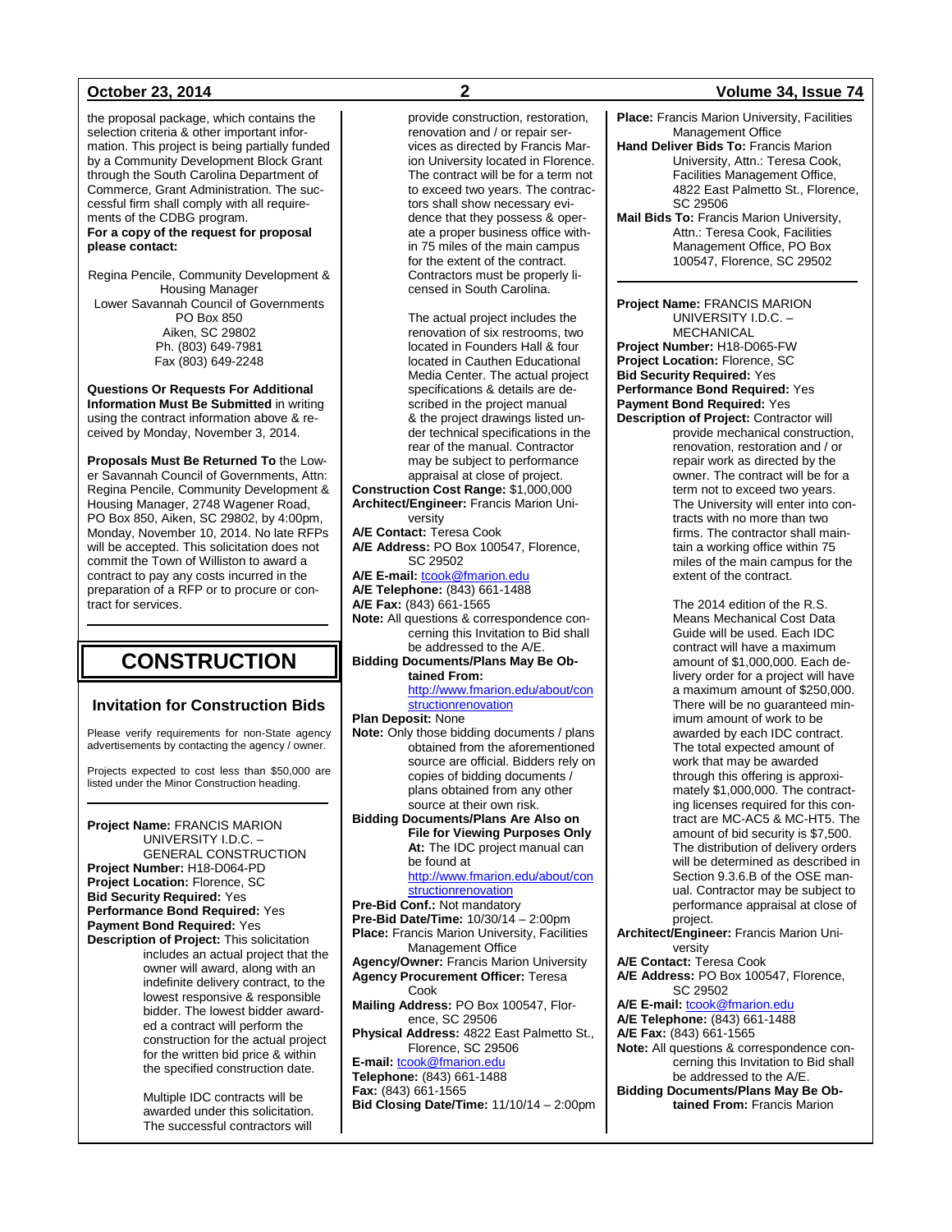the proposal package, which contains the selection criteria & other important information. This project is being partially funded by a Community Development Block Grant through the South Carolina Department of Commerce, Grant Administration. The successful firm shall comply with all requirements of the CDBG program.

**For a copy of the request for proposal please contact:**

Regina Pencile, Community Development & Housing Manager
Lower Savannah Council of Governments
PO Box 850
Aiken, SC 29802
Ph. (803) 649-7981
Fax (803) 649-2248

**Questions Or Requests For Additional Information Must Be Submitted** in writing using the contract information above & received by Monday, November 3, 2014.

**Proposals Must Be Returned To** the Lower Savannah Council of Governments, Attn: Regina Pencile, Community Development & Housing Manager, 2748 Wagener Road, PO Box 850, Aiken, SC 29802, by 4:00pm, Monday, November 10, 2014. No late RFPs will be accepted. This solicitation does not commit the Town of Williston to award a contract to pay any costs incurred in the preparation of a RFP or to procure or contract for services.

# CONSTRUCTION

## Invitation for Construction Bids

Please verify requirements for non-State agency advertisements by contacting the agency / owner.

Projects expected to cost less than $50,000 are listed under the Minor Construction heading.

**Project Name:** FRANCIS MARION UNIVERSITY I.D.C. – GENERAL CONSTRUCTION
**Project Number:** H18-D064-PD
**Project Location:** Florence, SC
**Bid Security Required:** Yes
**Performance Bond Required:** Yes
**Payment Bond Required:** Yes
**Description of Project:** This solicitation includes an actual project that the owner will award, along with an indefinite delivery contract, to the lowest responsive & responsible bidder. The lowest bidder awarded a contract will perform the construction for the actual project for the written bid price & within the specified construction date.

Multiple IDC contracts will be awarded under this solicitation. The successful contractors will provide construction, restoration, renovation and / or repair services as directed by Francis Marion University located in Florence. The contract will be for a term not to exceed two years. The contractors shall show necessary evidence that they possess & operate a proper business office within 75 miles of the main campus for the extent of the contract. Contractors must be properly licensed in South Carolina.

The actual project includes the renovation of six restrooms, two located in Founders Hall & four located in Cauthen Educational Media Center. The actual project specifications & details are described in the project manual & the project drawings listed under technical specifications in the rear of the manual. Contractor may be subject to performance appraisal at close of project.

**Construction Cost Range:** $1,000,000
**Architect/Engineer:** Francis Marion University
**A/E Contact:** Teresa Cook
**A/E Address:** PO Box 100547, Florence, SC 29502
**A/E E-mail:** tcook@fmarion.edu
**A/E Telephone:** (843) 661-1488
**A/E Fax:** (843) 661-1565
**Note:** All questions & correspondence concerning this Invitation to Bid shall be addressed to the A/E.
**Bidding Documents/Plans May Be Obtained From:** http://www.fmarion.edu/about/constructionrenovation
**Plan Deposit:** None
**Note:** Only those bidding documents / plans obtained from the aforementioned source are official. Bidders rely on copies of bidding documents / plans obtained from any other source at their own risk.
**Bidding Documents/Plans Are Also on File for Viewing Purposes Only At:** The IDC project manual can be found at http://www.fmarion.edu/about/constructionrenovation
**Pre-Bid Conf.:** Not mandatory
**Pre-Bid Date/Time:** 10/30/14 – 2:00pm
**Place:** Francis Marion University, Facilities Management Office
**Agency/Owner:** Francis Marion University
**Agency Procurement Officer:** Teresa Cook
**Mailing Address:** PO Box 100547, Florence, SC 29506
**Physical Address:** 4822 East Palmetto St., Florence, SC 29506
**E-mail:** tcook@fmarion.edu
**Telephone:** (843) 661-1488
**Fax:** (843) 661-1565
**Bid Closing Date/Time:** 11/10/14 – 2:00pm
**Place:** Francis Marion University, Facilities Management Office
**Hand Deliver Bids To:** Francis Marion University, Attn.: Teresa Cook, Facilities Management Office, 4822 East Palmetto St., Florence, SC 29506
**Mail Bids To:** Francis Marion University, Attn.: Teresa Cook, Facilities Management Office, PO Box 100547, Florence, SC 29502

---

**Project Name:** FRANCIS MARION UNIVERSITY I.D.C. – MECHANICAL
**Project Number:** H18-D065-FW
**Project Location:** Florence, SC
**Bid Security Required:** Yes
**Performance Bond Required:** Yes
**Payment Bond Required:** Yes
**Description of Project:** Contractor will provide mechanical construction, renovation, restoration and / or repair work as directed by the owner. The contract will be for a term not to exceed two years. The University will enter into contracts with no more than two firms. The contractor shall maintain a working office within 75 miles of the main campus for the extent of the contract.

The 2014 edition of the R.S. Means Mechanical Cost Data Guide will be used. Each IDC contract will have a maximum amount of $1,000,000. Each delivery order for a project will have a maximum amount of $250,000. There will be no guaranteed minimum amount of work to be awarded by each IDC contract. The total expected amount of work that may be awarded through this offering is approximately $1,000,000. The contracting licenses required for this contract are MC-AC5 & MC-HT5. The amount of bid security is $7,500. The distribution of delivery orders will be determined as described in Section 9.3.6.B of the OSE manual. Contractor may be subject to performance appraisal at close of project.

**Architect/Engineer:** Francis Marion University
**A/E Contact:** Teresa Cook
**A/E Address:** PO Box 100547, Florence, SC 29502
**A/E E-mail:** tcook@fmarion.edu
**A/E Telephone:** (843) 661-1488
**A/E Fax:** (843) 661-1565
**Note:** All questions & correspondence concerning this Invitation to Bid shall be addressed to the A/E.
**Bidding Documents/Plans May Be Obtained From:** Francis Marion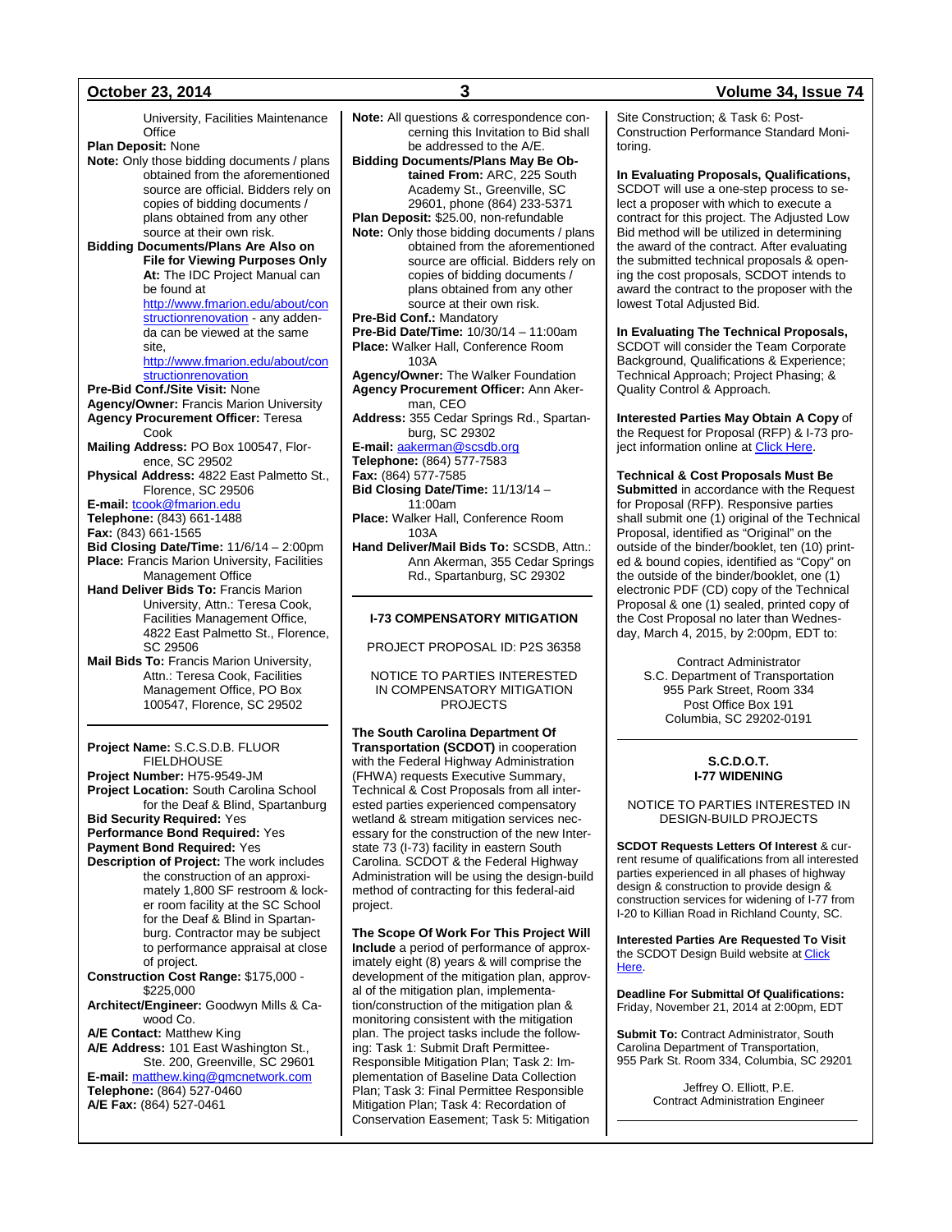University, Facilities Maintenance Office

**Plan Deposit:** None

**Note:** Only those bidding documents / plans obtained from the aforementioned source are official. Bidders rely on copies of bidding documents / plans obtained from any other source at their own risk.

**Bidding Documents/Plans Are Also on File for Viewing Purposes Only At:** The IDC Project Manual can be found at http://www.fmarion.edu/about/constructionrenovation - any addenda can be viewed at the same site, http://www.fmarion.edu/about/constructionrenovation

**Pre-Bid Conf./Site Visit:** None

**Agency/Owner:** Francis Marion University

**Agency Procurement Officer:** Teresa Cook

**Mailing Address:** PO Box 100547, Florence, SC 29502

**Physical Address:** 4822 East Palmetto St., Florence, SC 29506

**E-mail:** tcook@fmarion.edu

**Telephone:** (843) 661-1488

**Fax:** (843) 661-1565

**Bid Closing Date/Time:** 11/6/14 – 2:00pm

**Place:** Francis Marion University, Facilities Management Office

**Hand Deliver Bids To:** Francis Marion University, Attn.: Teresa Cook, Facilities Management Office, 4822 East Palmetto St., Florence, SC 29506

**Mail Bids To:** Francis Marion University, Attn.: Teresa Cook, Facilities Management Office, PO Box 100547, Florence, SC 29502

---

**Project Name:** S.C.S.D.B. FLUOR FIELDHOUSE

**Project Number:** H75-9549-JM

**Project Location:** South Carolina School for the Deaf & Blind, Spartanburg

**Bid Security Required:** Yes

**Performance Bond Required:** Yes

**Payment Bond Required:** Yes

**Description of Project:** The work includes the construction of an approximately 1,800 SF restroom & locker room facility at the SC School for the Deaf & Blind in Spartanburg. Contractor may be subject to performance appraisal at close of project.

**Construction Cost Range:** $175,000 - $225,000

**Architect/Engineer:** Goodwyn Mills & Cawood Co.

**A/E Contact:** Matthew King

**A/E Address:** 101 East Washington St., Ste. 200, Greenville, SC 29601

**E-mail:** matthew.king@gmcnetwork.com

**Telephone:** (864) 527-0460

**A/E Fax:** (864) 527-0461

**Note:** All questions & correspondence concerning this Invitation to Bid shall be addressed to the A/E.

**Bidding Documents/Plans May Be Obtained From:** ARC, 225 South Academy St., Greenville, SC 29601, phone (864) 233-5371

**Plan Deposit:** $25.00, non-refundable

**Note:** Only those bidding documents / plans obtained from the aforementioned source are official. Bidders rely on copies of bidding documents / plans obtained from any other source at their own risk.

**Pre-Bid Conf.:** Mandatory

**Pre-Bid Date/Time:** 10/30/14 – 11:00am

**Place:** Walker Hall, Conference Room 103A

**Agency/Owner:** The Walker Foundation

**Agency Procurement Officer:** Ann Akerman, CEO

**Address:** 355 Cedar Springs Rd., Spartanburg, SC 29302

**E-mail:** aakerman@scsdb.org

**Telephone:** (864) 577-7583

**Fax:** (864) 577-7585

**Bid Closing Date/Time:** 11/13/14 – 11:00am

**Place:** Walker Hall, Conference Room 103A

**Hand Deliver/Mail Bids To:** SCSDB, Attn.: Ann Akerman, 355 Cedar Springs Rd., Spartanburg, SC 29302

---

## I-73 COMPENSATORY MITIGATION

PROJECT PROPOSAL ID: P2S 36358

NOTICE TO PARTIES INTERESTED IN COMPENSATORY MITIGATION PROJECTS

**The South Carolina Department Of Transportation (SCDOT)** in cooperation with the Federal Highway Administration (FHWA) requests Executive Summary, Technical & Cost Proposals from all interested parties experienced compensatory wetland & stream mitigation services necessary for the construction of the new Interstate 73 (I-73) facility in eastern South Carolina. SCDOT & the Federal Highway Administration will be using the design-build method of contracting for this federal-aid project.

**The Scope Of Work For This Project Will Include** a period of performance of approximately eight (8) years & will comprise the development of the mitigation plan, approval of the mitigation plan, implementation/construction of the mitigation plan & monitoring consistent with the mitigation plan. The project tasks include the following: Task 1: Submit Draft Permittee-Responsible Mitigation Plan; Task 2: Implementation of Baseline Data Collection Plan; Task 3: Final Permittee Responsible Mitigation Plan; Task 4: Recordation of Conservation Easement; Task 5: Mitigation Site Construction; & Task 6: Post-Construction Performance Standard Monitoring.

**In Evaluating Proposals, Qualifications,** SCDOT will use a one-step process to select a proposer with which to execute a contract for this project. The Adjusted Low Bid method will be utilized in determining the award of the contract. After evaluating the submitted technical proposals & opening the cost proposals, SCDOT intends to award the contract to the proposer with the lowest Total Adjusted Bid.

**In Evaluating The Technical Proposals,** SCDOT will consider the Team Corporate Background, Qualifications & Experience; Technical Approach; Project Phasing; & Quality Control & Approach.

**Interested Parties May Obtain A Copy** of the Request for Proposal (RFP) & I-73 project information online at Click Here.

**Technical & Cost Proposals Must Be Submitted** in accordance with the Request for Proposal (RFP). Responsive parties shall submit one (1) original of the Technical Proposal, identified as "Original" on the outside of the binder/booklet, ten (10) printed & bound copies, identified as "Copy" on the outside of the binder/booklet, one (1) electronic PDF (CD) copy of the Technical Proposal & one (1) sealed, printed copy of the Cost Proposal no later than Wednesday, March 4, 2015, by 2:00pm, EDT to:

Contract Administrator
S.C. Department of Transportation
955 Park Street, Room 334
Post Office Box 191
Columbia, SC 29202-0191

---

## S.C.D.O.T. I-77 WIDENING

NOTICE TO PARTIES INTERESTED IN DESIGN-BUILD PROJECTS

**SCDOT Requests Letters Of Interest** & current resume of qualifications from all interested parties experienced in all phases of highway design & construction to provide design & construction services for widening of I-77 from I-20 to Killian Road in Richland County, SC.

**Interested Parties Are Requested To Visit** the SCDOT Design Build website at Click Here.

**Deadline For Submittal Of Qualifications:** Friday, November 21, 2014 at 2:00pm, EDT

**Submit To:** Contract Administrator, South Carolina Department of Transportation, 955 Park St. Room 334, Columbia, SC 29201

Jeffrey O. Elliott, P.E.
Contract Administration Engineer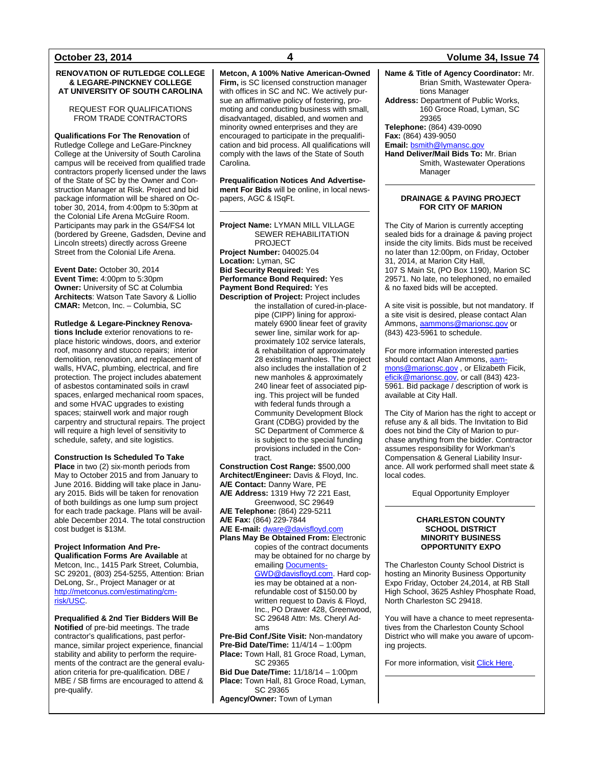## RENOVATION OF RUTLEDGE COLLEGE & LEGARE-PINCKNEY COLLEGE AT UNIVERSITY OF SOUTH CAROLINA

REQUEST FOR QUALIFICATIONS FROM TRADE CONTRACTORS

**Qualifications For The Renovation** of Rutledge College and LeGare-Pinckney College at the University of South Carolina campus will be received from qualified trade contractors properly licensed under the laws of the State of SC by the Owner and Construction Manager at Risk. Project and bid package information will be shared on October 30, 2014, from 4:00pm to 5:30pm at the Colonial Life Arena McGuire Room. Participants may park in the GS4/FS4 lot (bordered by Greene, Gadsden, Devine and Lincoln streets) directly across Greene Street from the Colonial Life Arena.

**Event Date:** October 30, 2014
**Event Time:** 4:00pm to 5:30pm
**Owner:** University of SC at Columbia
**Architects**: Watson Tate Savory & Liollio
**CMAR:** Metcon, Inc. – Columbia, SC

**Rutledge & Legare-Pinckney Renovations Include** exterior renovations to replace historic windows, doors, and exterior roof, masonry and stucco repairs; interior demolition, renovation, and replacement of walls, HVAC, plumbing, electrical, and fire protection. The project includes abatement of asbestos contaminated soils in crawl spaces, enlarged mechanical room spaces, and some HVAC upgrades to existing spaces; stairwell work and major rough carpentry and structural repairs. The project will require a high level of sensitivity to schedule, safety, and site logistics.

**Construction Is Scheduled To Take Place** in two (2) six-month periods from May to October 2015 and from January to June 2016. Bidding will take place in January 2015. Bids will be taken for renovation of both buildings as one lump sum project for each trade package. Plans will be available December 2014. The total construction cost budget is $13M.

**Project Information And Pre-Qualification Forms Are Available** at Metcon, Inc., 1415 Park Street, Columbia, SC 29201, (803) 254-5255, Attention: Brian DeLong, Sr., Project Manager or at [http://metconus.com/estimating/cm-risk/USC](http://metconus.com/estimating/cm-risk/USC).

**Prequalified & 2nd Tier Bidders Will Be Notified** of pre-bid meetings. The trade contractor's qualifications, past performance, similar project experience, financial stability and ability to perform the requirements of the contract are the general evaluation criteria for pre-qualification. DBE / MBE / SB firms are encouraged to attend & pre-qualify.

**Metcon, A 100% Native American-Owned Firm,** is SC licensed construction manager with offices in SC and NC. We actively pursue an affirmative policy of fostering, promoting and conducting business with small, disadvantaged, disabled, and women and minority owned enterprises and they are encouraged to participate in the prequalification and bid process. All qualifications will comply with the laws of the State of South Carolina.

**Prequalification Notices And Advertisement For Bids** will be online, in local newspapers, AGC & ISqFt.

---

**Project Name:** LYMAN MILL VILLAGE SEWER REHABILITATION PROJECT
**Project Number:** 040025.04
**Location:** Lyman, SC
**Bid Security Required:** Yes
**Performance Bond Required:** Yes
**Payment Bond Required:** Yes
**Description of Project:** Project includes the installation of cured-in-place-pipe (CIPP) lining for approximately 6900 linear feet of gravity sewer line, similar work for approximately 102 service laterals, & rehabilitation of approximately 28 existing manholes. The project also includes the installation of 2 new manholes & approximately 240 linear feet of associated piping. This project will be funded with federal funds through a Community Development Block Grant (CDBG) provided by the SC Department of Commerce & is subject to the special funding provisions included in the Contract.
**Construction Cost Range:** $500,000
**Architect/Engineer:** Davis & Floyd, Inc.
**A/E Contact:** Danny Ware, PE
**A/E Address:** 1319 Hwy 72 221 East, Greenwood, SC 29649
**A/E Telephone:** (864) 229-5211
**A/E Fax:** (864) 229-7844
**A/E E-mail:** [dware@davisfloyd.com](mailto:dware@davisfloyd.com)
**Plans May Be Obtained From:** Electronic copies of the contract documents may be obtained for no charge by emailing [Documents-GWD@davisfloyd.com](mailto:Documents-GWD@davisfloyd.com). Hard copies may be obtained at a non-refundable cost of $150.00 by written request to Davis & Floyd, Inc., PO Drawer 428, Greenwood, SC 29648 Attn: Ms. Cheryl Adams
**Pre-Bid Conf./Site Visit:** Non-mandatory
**Pre-Bid Date/Time:** 11/4/14 – 1:00pm
**Place:** Town Hall, 81 Groce Road, Lyman, SC 29365
**Bid Due Date/Time:** 11/18/14 – 1:00pm
**Place:** Town Hall, 81 Groce Road, Lyman, SC 29365
**Agency/Owner:** Town of Lyman
**Name & Title of Agency Coordinator:** Mr. Brian Smith, Wastewater Operations Manager
**Address:** Department of Public Works, 160 Groce Road, Lyman, SC 29365
**Telephone:** (864) 439-0090
**Fax:** (864) 439-9050
**Email:** [bsmith@lymansc.gov](mailto:bsmith@lymansc.gov)
**Hand Deliver/Mail Bids To:** Mr. Brian Smith, Wastewater Operations Manager

---

## DRAINAGE & PAVING PROJECT FOR CITY OF MARION

The City of Marion is currently accepting sealed bids for a drainage & paving project inside the city limits. Bids must be received no later than 12:00pm, on Friday, October 31, 2014, at Marion City Hall, 107 S Main St, (PO Box 1190), Marion SC 29571. No late, no telephoned, no emailed & no faxed bids will be accepted.

A site visit is possible, but not mandatory. If a site visit is desired, please contact Alan Ammons, [aammons@marionsc.gov](mailto:aammons@marionsc.gov) or (843) 423-5961 to schedule.

For more information interested parties should contact Alan Ammons, [aammons@marionsc.gov](mailto:aammons@marionsc.gov) , or Elizabeth Ficik, [eficik@marionsc.gov](mailto:eficik@marionsc.gov), or call (843) 423-5961. Bid package / description of work is available at City Hall.

The City of Marion has the right to accept or refuse any & all bids. The Invitation to Bid does not bind the City of Marion to purchase anything from the bidder. Contractor assumes responsibility for Workman's Compensation & General Liability Insurance. All work performed shall meet state & local codes.

Equal Opportunity Employer

---

## CHARLESTON COUNTY SCHOOL DISTRICT MINORITY BUSINESS OPPORTUNITY EXPO

The Charleston County School District is hosting an Minority Business Opportunity Expo Friday, October 24,2014, at RB Stall High School, 3625 Ashley Phosphate Road, North Charleston SC 29418.

You will have a chance to meet representatives from the Charleston County School District who will make you aware of upcoming projects.

For more information, visit Click Here.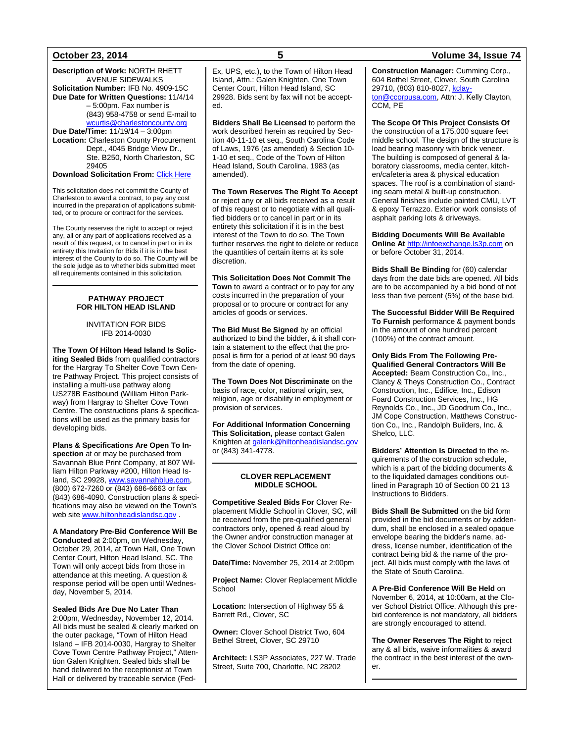**Description of Work:** NORTH RHETT AVENUE SIDEWALKS
**Solicitation Number:** IFB No. 4909-15C
**Due Date for Written Questions:** 11/4/14 – 5:00pm. Fax number is (843) 958-4758 or send E-mail to wcurtis@charlestoncounty.org
**Due Date/Time:** 11/19/14 – 3:00pm
**Location:** Charleston County Procurement Dept., 4045 Bridge View Dr., Ste. B250, North Charleston, SC 29405
**Download Solicitation From:** Click Here

This solicitation does not commit the County of Charleston to award a contract, to pay any cost incurred in the preparation of applications submitted, or to procure or contract for the services.

The County reserves the right to accept or reject any, all or any part of applications received as a result of this request, or to cancel in part or in its entirety this Invitation for Bids if it is in the best interest of the County to do so. The County will be the sole judge as to whether bids submitted meet all requirements contained in this solicitation.

---

### PATHWAY PROJECT FOR HILTON HEAD ISLAND

INVITATION FOR BIDS
IFB 2014-0030

**The Town Of Hilton Head Island Is Soliciting Sealed Bids** from qualified contractors for the Hargray To Shelter Cove Town Centre Pathway Project. This project consists of installing a multi-use pathway along US278B Eastbound (William Hilton Parkway) from Hargray to Shelter Cove Town Centre. The constructions plans & specifications will be used as the primary basis for developing bids.

**Plans & Specifications Are Open To Inspection** at or may be purchased from Savannah Blue Print Company, at 807 William Hilton Parkway #200, Hilton Head Island, SC 29928, www.savannahblue.com, (800) 672-7260 or (843) 686-6663 or fax (843) 686-4090. Construction plans & specifications may also be viewed on the Town's web site www.hiltonheadislandsc.gov .

**A Mandatory Pre-Bid Conference Will Be Conducted** at 2:00pm, on Wednesday, October 29, 2014, at Town Hall, One Town Center Court, Hilton Head Island, SC. The Town will only accept bids from those in attendance at this meeting. A question & response period will be open until Wednesday, November 5, 2014.

**Sealed Bids Are Due No Later Than** 2:00pm, Wednesday, November 12, 2014. All bids must be sealed & clearly marked on the outer package, "Town of Hilton Head Island – IFB 2014-0030, Hargray to Shelter Cove Town Centre Pathway Project," Attention Galen Knighten. Sealed bids shall be hand delivered to the receptionist at Town Hall or delivered by traceable service (Fed-Ex, UPS, etc.), to the Town of Hilton Head Island, Attn.: Galen Knighten, One Town Center Court, Hilton Head Island, SC 29928. Bids sent by fax will not be accepted.

**Bidders Shall Be Licensed** to perform the work described herein as required by Section 40-11-10 et seq., South Carolina Code of Laws, 1976 (as amended) & Section 10-1-10 et seq., Code of the Town of Hilton Head Island, South Carolina, 1983 (as amended).

**The Town Reserves The Right To Accept** or reject any or all bids received as a result of this request or to negotiate with all qualified bidders or to cancel in part or in its entirety this solicitation if it is in the best interest of the Town to do so. The Town further reserves the right to delete or reduce the quantities of certain items at its sole discretion.

**This Solicitation Does Not Commit The Town** to award a contract or to pay for any costs incurred in the preparation of your proposal or to procure or contract for any articles of goods or services.

**The Bid Must Be Signed** by an official authorized to bind the bidder, & it shall contain a statement to the effect that the proposal is firm for a period of at least 90 days from the date of opening.

**The Town Does Not Discriminate** on the basis of race, color, national origin, sex, religion, age or disability in employment or provision of services.

**For Additional Information Concerning This Solicitation,** please contact Galen Knighten at galenk@hiltonheadislandsc.gov or (843) 341-4778.

---

### CLOVER REPLACEMENT MIDDLE SCHOOL

**Competitive Sealed Bids For** Clover Replacement Middle School in Clover, SC, will be received from the pre-qualified general contractors only, opened & read aloud by the Owner and/or construction manager at the Clover School District Office on:

**Date/Time:** November 25, 2014 at 2:00pm

**Project Name:** Clover Replacement Middle School

**Location:** Intersection of Highway 55 & Barrett Rd., Clover, SC

**Owner:** Clover School District Two, 604 Bethel Street, Clover, SC 29710

**Architect:** LS3P Associates, 227 W. Trade Street, Suite 700, Charlotte, NC 28202

**Construction Manager:** Cumming Corp., 604 Bethel Street, Clover, South Carolina 29710, (803) 810-8027, kclayton@ccorpusa.com, Attn: J. Kelly Clayton, CCM, PE

**The Scope Of This Project Consists Of** the construction of a 175,000 square feet middle school. The design of the structure is load bearing masonry with brick veneer. The building is composed of general & laboratory classrooms, media center, kitchen/cafeteria area & physical education spaces. The roof is a combination of standing seam metal & built-up construction. General finishes include painted CMU, LVT & epoxy Terrazzo. Exterior work consists of asphalt parking lots & driveways.

**Bidding Documents Will Be Available Online At** http://infoexchange.ls3p.com on or before October 31, 2014.

**Bids Shall Be Binding** for (60) calendar days from the date bids are opened. All bids are to be accompanied by a bid bond of not less than five percent (5%) of the base bid.

**The Successful Bidder Will Be Required To Furnish** performance & payment bonds in the amount of one hundred percent (100%) of the contract amount.

**Only Bids From The Following Pre-Qualified General Contractors Will Be Accepted:** Beam Construction Co., Inc., Clancy & Theys Construction Co., Contract Construction, Inc., Edifice, Inc., Edison Foard Construction Services, Inc., HG Reynolds Co., Inc., JD Goodrum Co., Inc., JM Cope Construction, Matthews Construction Co., Inc., Randolph Builders, Inc. & Shelco, LLC.

**Bidders' Attention Is Directed** to the requirements of the construction schedule, which is a part of the bidding documents & to the liquidated damages conditions outlined in Paragraph 10 of Section 00 21 13 Instructions to Bidders.

**Bids Shall Be Submitted** on the bid form provided in the bid documents or by addendum, shall be enclosed in a sealed opaque envelope bearing the bidder's name, address, license number, identification of the contract being bid & the name of the project. All bids must comply with the laws of the State of South Carolina.

**A Pre-Bid Conference Will Be Held** on November 6, 2014, at 10:00am, at the Clover School District Office. Although this pre-bid conference is not mandatory, all bidders are strongly encouraged to attend.

**The Owner Reserves The Right** to reject any & all bids, waive informalities & award the contract in the best interest of the owner.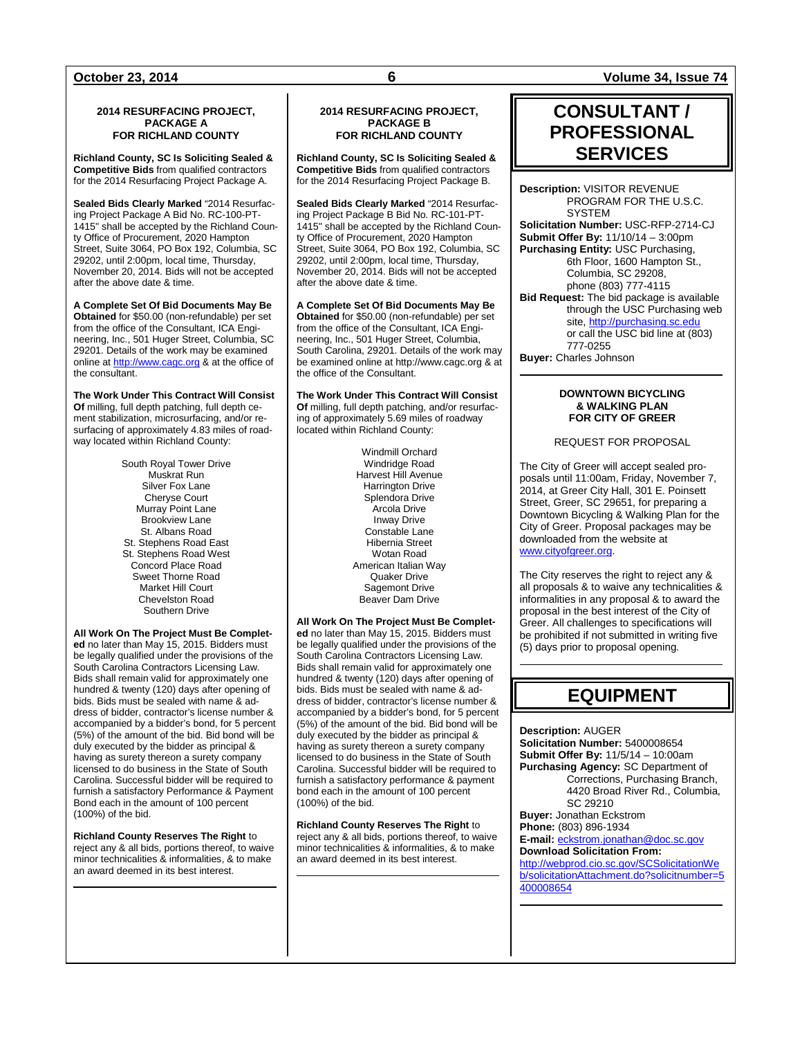### 2014 RESURFACING PROJECT, PACKAGE A FOR RICHLAND COUNTY

**Richland County, SC Is Soliciting Sealed & Competitive Bids** from qualified contractors for the 2014 Resurfacing Project Package A.

**Sealed Bids Clearly Marked** "2014 Resurfacing Project Package A Bid No. RC-100-PT-1415" shall be accepted by the Richland County Office of Procurement, 2020 Hampton Street, Suite 3064, PO Box 192, Columbia, SC 29202, until 2:00pm, local time, Thursday, November 20, 2014. Bids will not be accepted after the above date & time.

**A Complete Set Of Bid Documents May Be Obtained** for $50.00 (non-refundable) per set from the office of the Consultant, ICA Engineering, Inc., 501 Huger Street, Columbia, SC 29201. Details of the work may be examined online at http://www.cagc.org & at the office of the consultant.

**The Work Under This Contract Will Consist Of** milling, full depth patching, full depth cement stabilization, microsurfacing, and/or resurfacing of approximately 4.83 miles of roadway located within Richland County:

South Royal Tower Drive
Muskrat Run
Silver Fox Lane
Cheryse Court
Murray Point Lane
Brookview Lane
St. Albans Road
St. Stephens Road East
St. Stephens Road West
Concord Place Road
Sweet Thorne Road
Market Hill Court
Chevelston Road
Southern Drive

**All Work On The Project Must Be Completed** no later than May 15, 2015. Bidders must be legally qualified under the provisions of the South Carolina Contractors Licensing Law. Bids shall remain valid for approximately one hundred & twenty (120) days after opening of bids. Bids must be sealed with name & address of bidder, contractor's license number & accompanied by a bidder's bond, for 5 percent (5%) of the amount of the bid. Bid bond will be duly executed by the bidder as principal & having as surety thereon a surety company licensed to do business in the State of South Carolina. Successful bidder will be required to furnish a satisfactory Performance & Payment Bond each in the amount of 100 percent (100%) of the bid.

**Richland County Reserves The Right** to reject any & all bids, portions thereof, to waive minor technicalities & informalities, & to make an award deemed in its best interest.

---

### 2014 RESURFACING PROJECT, PACKAGE B FOR RICHLAND COUNTY

**Richland County, SC Is Soliciting Sealed & Competitive Bids** from qualified contractors for the 2014 Resurfacing Project Package B.

**Sealed Bids Clearly Marked** "2014 Resurfacing Project Package B Bid No. RC-101-PT-1415" shall be accepted by the Richland County Office of Procurement, 2020 Hampton Street, Suite 3064, PO Box 192, Columbia, SC 29202, until 2:00pm, local time, Thursday, November 20, 2014. Bids will not be accepted after the above date & time.

**A Complete Set Of Bid Documents May Be Obtained** for $50.00 (non-refundable) per set from the office of the Consultant, ICA Engineering, Inc., 501 Huger Street, Columbia, South Carolina, 29201. Details of the work may be examined online at http://www.cagc.org & at the office of the Consultant.

**The Work Under This Contract Will Consist Of** milling, full depth patching, and/or resurfacing of approximately 5.69 miles of roadway located within Richland County:

Windmill Orchard
Windridge Road
Harvest Hill Avenue
Harrington Drive
Splendora Drive
Arcola Drive
Inway Drive
Constable Lane
Hibernia Street
Wotan Road
American Italian Way
Quaker Drive
Sagemont Drive
Beaver Dam Drive

**All Work On The Project Must Be Completed** no later than May 15, 2015. Bidders must be legally qualified under the provisions of the South Carolina Contractors Licensing Law. Bids shall remain valid for approximately one hundred & twenty (120) days after opening of bids. Bids must be sealed with name & address of bidder, contractor's license number & accompanied by a bidder's bond, for 5 percent (5%) of the amount of the bid. Bid bond will be duly executed by the bidder as principal & having as surety thereon a surety company licensed to do business in the State of South Carolina. Successful bidder will be required to furnish a satisfactory performance & payment bond each in the amount of 100 percent (100%) of the bid.

**Richland County Reserves The Right** to reject any & all bids, portions thereof, to waive minor technicalities & informalities, & to make an award deemed in its best interest.

---

# CONSULTANT / PROFESSIONAL SERVICES

**Description:** VISITOR REVENUE PROGRAM FOR THE U.S.C. SYSTEM
**Solicitation Number:** USC-RFP-2714-CJ
**Submit Offer By:** 11/10/14 – 3:00pm
**Purchasing Entity:** USC Purchasing, 6th Floor, 1600 Hampton St., Columbia, SC 29208, phone (803) 777-4115
**Bid Request:** The bid package is available through the USC Purchasing web site, http://purchasing.sc.edu or call the USC bid line at (803) 777-0255
**Buyer:** Charles Johnson

---

### DOWNTOWN BICYCLING & WALKING PLAN FOR CITY OF GREER

REQUEST FOR PROPOSAL

The City of Greer will accept sealed proposals until 11:00am, Friday, November 7, 2014, at Greer City Hall, 301 E. Poinsett Street, Greer, SC 29651, for preparing a Downtown Bicycling & Walking Plan for the City of Greer. Proposal packages may be downloaded from the website at www.cityofgreer.org.

The City reserves the right to reject any & all proposals & to waive any technicalities & informalities in any proposal & to award the proposal in the best interest of the City of Greer. All challenges to specifications will be prohibited if not submitted in writing five (5) days prior to proposal opening.

---

# EQUIPMENT

**Description:** AUGER
**Solicitation Number:** 5400008654
**Submit Offer By:** 11/5/14 – 10:00am
**Purchasing Agency:** SC Department of Corrections, Purchasing Branch, 4420 Broad River Rd., Columbia, SC 29210
**Buyer:** Jonathan Eckstrom
**Phone:** (803) 896-1934
**E-mail:** eckstrom.jonathan@doc.sc.gov
**Download Solicitation From:**
http://webprod.cio.sc.gov/SCSolicitationWeb/solicitationAttachment.do?solicitnumber=5400008654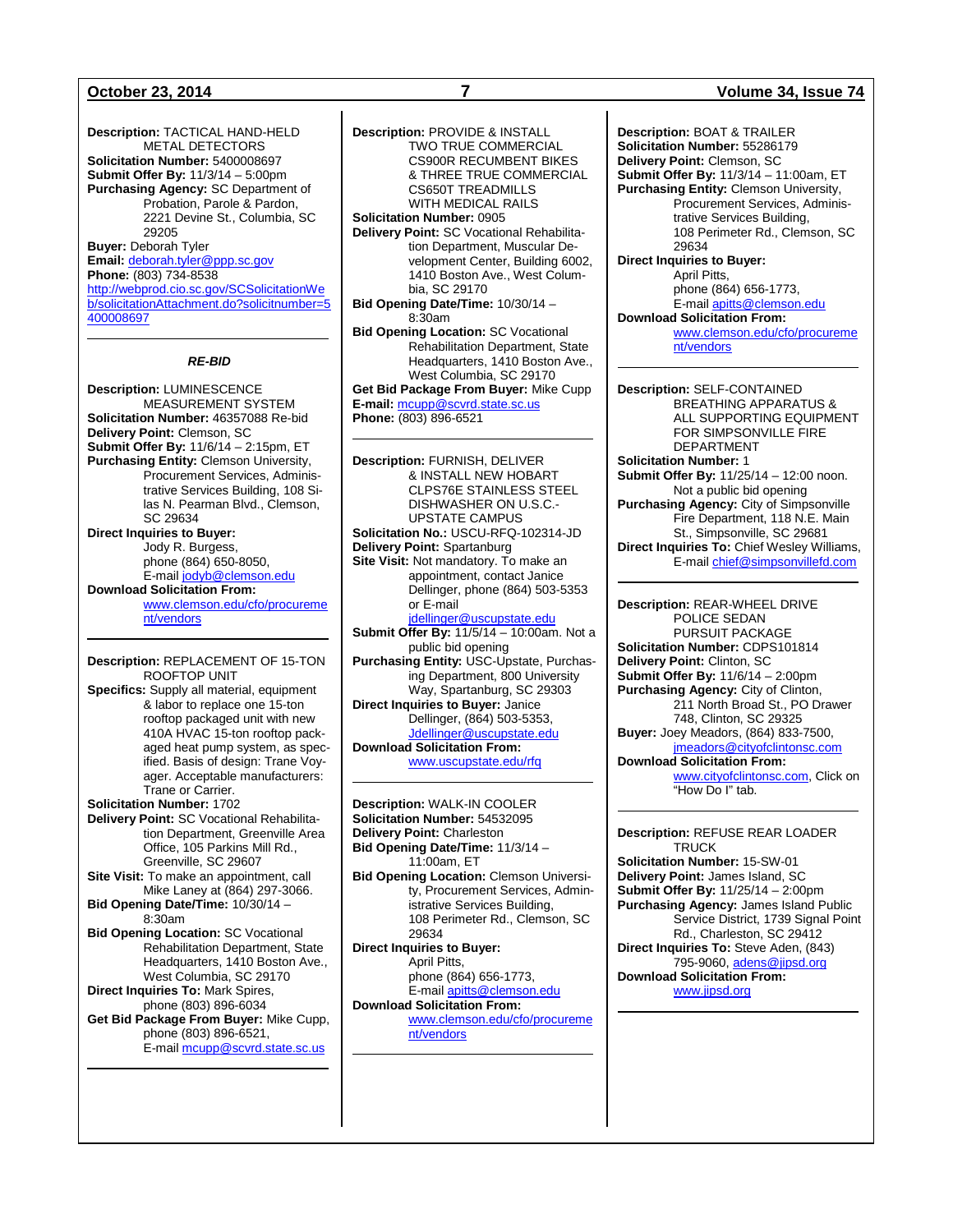**Description:** TACTICAL HAND-HELD METAL DETECTORS
**Solicitation Number:** 5400008697
**Submit Offer By:** 11/3/14 – 5:00pm
**Purchasing Agency:** SC Department of Probation, Parole & Pardon, 2221 Devine St., Columbia, SC 29205
**Buyer:** Deborah Tyler
**Email:** deborah.tyler@ppp.sc.gov
**Phone:** (803) 734-8538
http://webprod.cio.sc.gov/SCSolicitationWeb/solicitationAttachment.do?solicitnumber=5400008697

---

***RE-BID***

**Description:** LUMINESCENCE MEASUREMENT SYSTEM
**Solicitation Number:** 46357088 Re-bid
**Delivery Point:** Clemson, SC
**Submit Offer By:** 11/6/14 – 2:15pm, ET
**Purchasing Entity:** Clemson University, Procurement Services, Administrative Services Building, 108 Silas N. Pearman Blvd., Clemson, SC 29634
**Direct Inquiries to Buyer:** Jody R. Burgess, phone (864) 650-8050, E-mail jodyb@clemson.edu
**Download Solicitation From:** www.clemson.edu/cfo/procurement/vendors

---

**Description:** REPLACEMENT OF 15-TON ROOFTOP UNIT
**Specifics:** Supply all material, equipment & labor to replace one 15-ton rooftop packaged unit with new 410A HVAC 15-ton rooftop packaged heat pump system, as specified. Basis of design: Trane Voyager. Acceptable manufacturers: Trane or Carrier.
**Solicitation Number:** 1702
**Delivery Point:** SC Vocational Rehabilitation Department, Greenville Area Office, 105 Parkins Mill Rd., Greenville, SC 29607
**Site Visit:** To make an appointment, call Mike Laney at (864) 297-3066.
**Bid Opening Date/Time:** 10/30/14 – 8:30am
**Bid Opening Location:** SC Vocational Rehabilitation Department, State Headquarters, 1410 Boston Ave., West Columbia, SC 29170
**Direct Inquiries To:** Mark Spires, phone (803) 896-6034
**Get Bid Package From Buyer:** Mike Cupp, phone (803) 896-6521, E-mail mcupp@scvrd.state.sc.us

---

**Description:** PROVIDE & INSTALL TWO TRUE COMMERCIAL CS900R RECUMBENT BIKES & THREE TRUE COMMERCIAL CS650T TREADMILLS WITH MEDICAL RAILS
**Solicitation Number:** 0905
**Delivery Point:** SC Vocational Rehabilitation Department, Muscular Development Center, Building 6002, 1410 Boston Ave., West Columbia, SC 29170
**Bid Opening Date/Time:** 10/30/14 – 8:30am
**Bid Opening Location:** SC Vocational Rehabilitation Department, State Headquarters, 1410 Boston Ave., West Columbia, SC 29170
**Get Bid Package From Buyer:** Mike Cupp
**E-mail:** mcupp@scvrd.state.sc.us
**Phone:** (803) 896-6521

---

**Description:** FURNISH, DELIVER & INSTALL NEW HOBART CLPS76E STAINLESS STEEL DISHWASHER ON U.S.C.-UPSTATE CAMPUS
**Solicitation No.:** USCU-RFQ-102314-JD
**Delivery Point:** Spartanburg
**Site Visit:** Not mandatory. To make an appointment, contact Janice Dellinger, phone (864) 503-5353 or E-mail jdellinger@uscupstate.edu
**Submit Offer By:** 11/5/14 – 10:00am. Not a public bid opening
**Purchasing Entity:** USC-Upstate, Purchasing Department, 800 University Way, Spartanburg, SC 29303
**Direct Inquiries to Buyer:** Janice Dellinger, (864) 503-5353, Jdellinger@uscupstate.edu
**Download Solicitation From:** www.uscupstate.edu/rfq

---

**Description:** WALK-IN COOLER
**Solicitation Number:** 54532095
**Delivery Point:** Charleston
**Bid Opening Date/Time:** 11/3/14 – 11:00am, ET
**Bid Opening Location:** Clemson University, Procurement Services, Administrative Services Building, 108 Perimeter Rd., Clemson, SC 29634
**Direct Inquiries to Buyer:** April Pitts, phone (864) 656-1773, E-mail apitts@clemson.edu
**Download Solicitation From:** www.clemson.edu/cfo/procurement/vendors

---

**Description:** BOAT & TRAILER
**Solicitation Number:** 55286179
**Delivery Point:** Clemson, SC
**Submit Offer By:** 11/3/14 – 11:00am, ET
**Purchasing Entity:** Clemson University, Procurement Services, Administrative Services Building, 108 Perimeter Rd., Clemson, SC 29634
**Direct Inquiries to Buyer:** April Pitts, phone (864) 656-1773, E-mail apitts@clemson.edu
**Download Solicitation From:** www.clemson.edu/cfo/procurement/vendors

---

**Description:** SELF-CONTAINED BREATHING APPARATUS & ALL SUPPORTING EQUIPMENT FOR SIMPSONVILLE FIRE DEPARTMENT
**Solicitation Number:** 1
**Submit Offer By:** 11/25/14 – 12:00 noon. Not a public bid opening
**Purchasing Agency:** City of Simpsonville Fire Department, 118 N.E. Main St., Simpsonville, SC 29681
**Direct Inquiries To:** Chief Wesley Williams, E-mail chief@simpsonvillefd.com

---

**Description:** REAR-WHEEL DRIVE POLICE SEDAN PURSUIT PACKAGE
**Solicitation Number:** CDPS101814
**Delivery Point:** Clinton, SC
**Submit Offer By:** 11/6/14 – 2:00pm
**Purchasing Agency:** City of Clinton, 211 North Broad St., PO Drawer 748, Clinton, SC 29325
**Buyer:** Joey Meadors, (864) 833-7500, jmeadors@cityofclintonsc.com
**Download Solicitation From:** www.cityofclintonsc.com, Click on "How Do I" tab.

---

**Description:** REFUSE REAR LOADER TRUCK
**Solicitation Number:** 15-SW-01
**Delivery Point:** James Island, SC
**Submit Offer By:** 11/25/14 – 2:00pm
**Purchasing Agency:** James Island Public Service District, 1739 Signal Point Rd., Charleston, SC 29412
**Direct Inquiries To:** Steve Aden, (843) 795-9060, adens@jipsd.org
**Download Solicitation From:** www.jipsd.org

---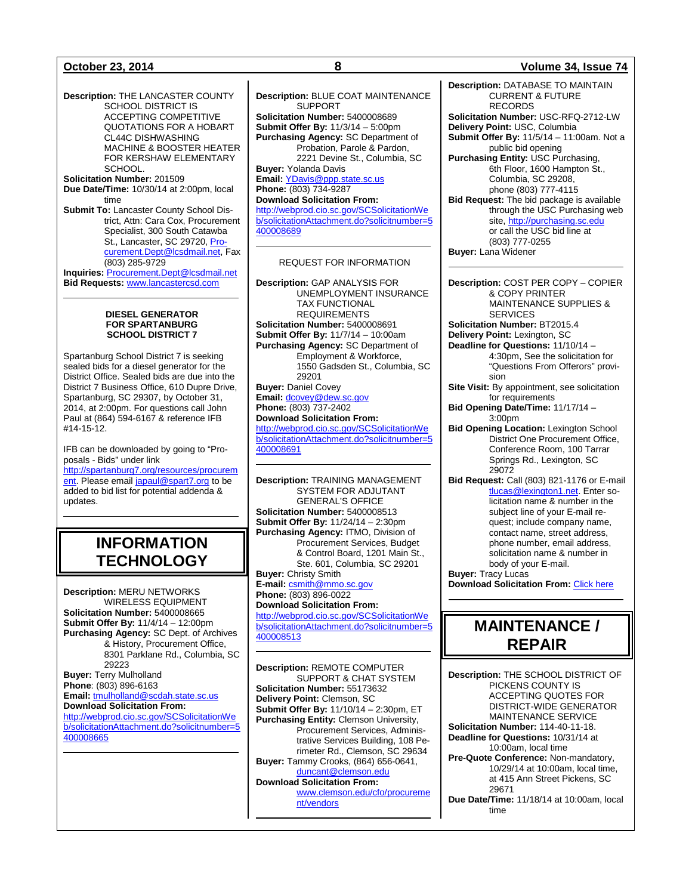**Description:** THE LANCASTER COUNTY SCHOOL DISTRICT IS ACCEPTING COMPETITIVE QUOTATIONS FOR A HOBART CL44C DISHWASHING MACHINE & BOOSTER HEATER FOR KERSHAW ELEMENTARY SCHOOL.
**Solicitation Number:** 201509
**Due Date/Time:** 10/30/14 at 2:00pm, local time
**Submit To:** Lancaster County School District, Attn: Cara Cox, Procurement Specialist, 300 South Catawba St., Lancaster, SC 29720, Procurement.Dept@lcsdmail.net, Fax (803) 285-9729
**Inquiries:** Procurement.Dept@lcsdmail.net
**Bid Requests:** www.lancastercsd.com

---

**DIESEL GENERATOR FOR SPARTANBURG SCHOOL DISTRICT 7**

Spartanburg School District 7 is seeking sealed bids for a diesel generator for the District Office. Sealed bids are due into the District 7 Business Office, 610 Dupre Drive, Spartanburg, SC 29307, by October 31, 2014, at 2:00pm. For questions call John Paul at (864) 594-6167 & reference IFB #14-15-12.

IFB can be downloaded by going to "Proposals - Bids" under link http://spartanburg7.org/resources/procurement. Please email japaul@spart7.org to be added to bid list for potential addenda & updates.

---

# INFORMATION TECHNOLOGY

**Description:** MERU NETWORKS WIRELESS EQUIPMENT
**Solicitation Number:** 5400008665
**Submit Offer By:** 11/4/14 – 12:00pm
**Purchasing Agency:** SC Dept. of Archives & History, Procurement Office, 8301 Parklane Rd., Columbia, SC 29223
**Buyer:** Terry Mulholland
**Phone**: (803) 896-6163
**Email:** tmulholland@scdah.state.sc.us
**Download Solicitation From:**
http://webprod.cio.sc.gov/SCSolicitationWeb/solicitationAttachment.do?solicitnumber=5400008665

---

**Description:** BLUE COAT MAINTENANCE SUPPORT
**Solicitation Number:** 5400008689
**Submit Offer By:** 11/3/14 – 5:00pm
**Purchasing Agency:** SC Department of Probation, Parole & Pardon, 2221 Devine St., Columbia, SC
**Buyer:** Yolanda Davis
**Email:** YDavis@ppp.state.sc.us
**Phone:** (803) 734-9287
**Download Solicitation From:**
http://webprod.cio.sc.gov/SCSolicitationWeb/solicitationAttachment.do?solicitnumber=5400008689

---

REQUEST FOR INFORMATION

**Description:** GAP ANALYSIS FOR UNEMPLOYMENT INSURANCE TAX FUNCTIONAL REQUIREMENTS
**Solicitation Number:** 5400008691
**Submit Offer By:** 11/7/14 – 10:00am
**Purchasing Agency:** SC Department of Employment & Workforce, 1550 Gadsden St., Columbia, SC 29201
**Buyer:** Daniel Covey
**Email:** dcovey@dew.sc.gov
**Phone:** (803) 737-2402
**Download Solicitation From:**
http://webprod.cio.sc.gov/SCSolicitationWeb/solicitationAttachment.do?solicitnumber=5400008691

---

**Description:** TRAINING MANAGEMENT SYSTEM FOR ADJUTANT GENERAL'S OFFICE
**Solicitation Number:** 5400008513
**Submit Offer By:** 11/24/14 – 2:30pm
**Purchasing Agency:** ITMO, Division of Procurement Services, Budget & Control Board, 1201 Main St., Ste. 601, Columbia, SC 29201
**Buyer:** Christy Smith
**E-mail:** csmith@mmo.sc.gov
**Phone:** (803) 896-0022
**Download Solicitation From:**
http://webprod.cio.sc.gov/SCSolicitationWeb/solicitationAttachment.do?solicitnumber=5400008513

---

**Description:** REMOTE COMPUTER SUPPORT & CHAT SYSTEM
**Solicitation Number:** 55173632
**Delivery Point:** Clemson, SC
**Submit Offer By:** 11/10/14 – 2:30pm, ET
**Purchasing Entity:** Clemson University, Procurement Services, Administrative Services Building, 108 Perimeter Rd., Clemson, SC 29634
**Buyer:** Tammy Crooks, (864) 656-0641, duncant@clemson.edu
**Download Solicitation From:** www.clemson.edu/cfo/procurement/vendors

---

**Description:** DATABASE TO MAINTAIN CURRENT & FUTURE RECORDS
**Solicitation Number:** USC-RFQ-2712-LW
**Delivery Point:** USC, Columbia
**Submit Offer By:** 11/5/14 – 11:00am. Not a public bid opening
**Purchasing Entity:** USC Purchasing, 6th Floor, 1600 Hampton St., Columbia, SC 29208, phone (803) 777-4115
**Bid Request:** The bid package is available through the USC Purchasing web site, http://purchasing.sc.edu or call the USC bid line at (803) 777-0255
**Buyer:** Lana Widener

---

**Description:** COST PER COPY – COPIER & COPY PRINTER MAINTENANCE SUPPLIES & SERVICES
**Solicitation Number:** BT2015.4
**Delivery Point:** Lexington, SC
**Deadline for Questions:** 11/10/14 – 4:30pm, See the solicitation for "Questions From Offerors" provision
**Site Visit:** By appointment, see solicitation for requirements
**Bid Opening Date/Time:** 11/17/14 – 3:00pm
**Bid Opening Location:** Lexington School District One Procurement Office, Conference Room, 100 Tarrar Springs Rd., Lexington, SC 29072
**Bid Request:** Call (803) 821-1176 or E-mail tlucas@lexington1.net. Enter solicitation name & number in the subject line of your E-mail request; include company name, contact name, street address, phone number, email address, solicitation name & number in body of your E-mail.
**Buyer:** Tracy Lucas
**Download Solicitation From:** Click here

---

# MAINTENANCE / REPAIR

**Description:** THE SCHOOL DISTRICT OF PICKENS COUNTY IS ACCEPTING QUOTES FOR DISTRICT-WIDE GENERATOR MAINTENANCE SERVICE
**Solicitation Number:** 114-40-11-18.
**Deadline for Questions:** 10/31/14 at 10:00am, local time
**Pre-Quote Conference:** Non-mandatory, 10/29/14 at 10:00am, local time, at 415 Ann Street Pickens, SC 29671
**Due Date/Time:** 11/18/14 at 10:00am, local time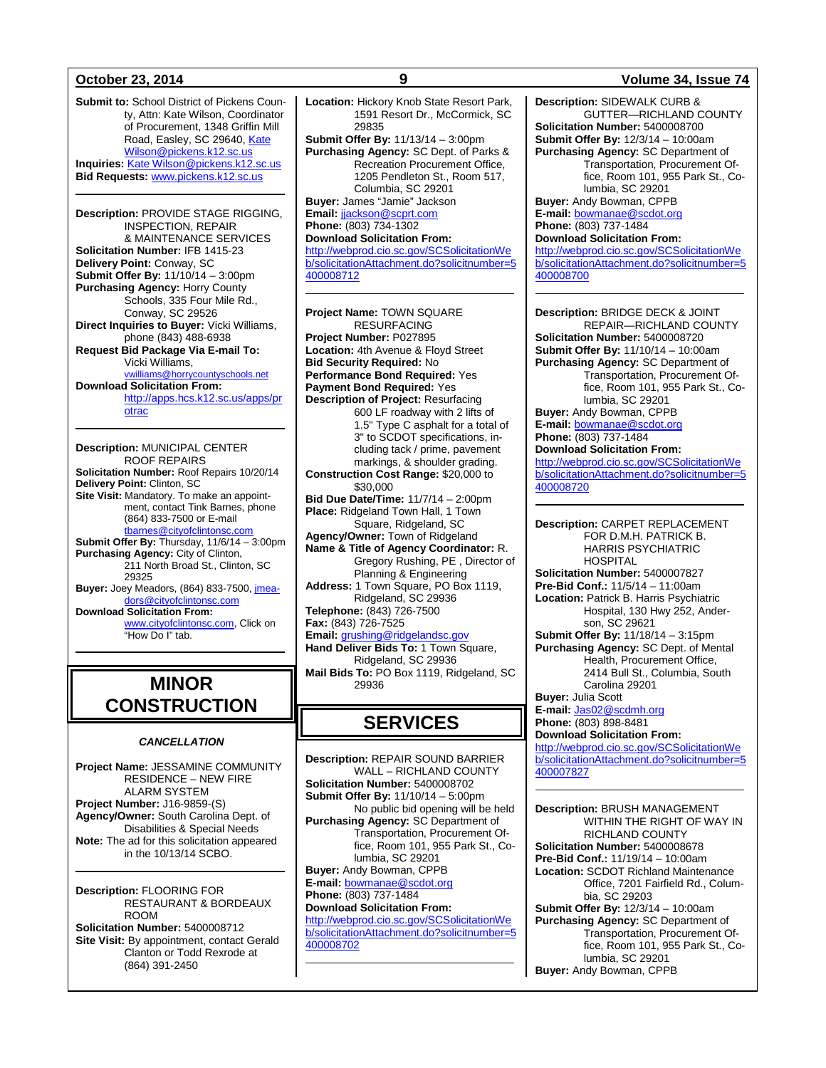**Submit to:** School District of Pickens County, Attn: Kate Wilson, Coordinator of Procurement, 1348 Griffin Mill Road, Easley, SC 29640, Kate Wilson@pickens.k12.sc.us
**Inquiries:** Kate Wilson@pickens.k12.sc.us
**Bid Requests:** www.pickens.k12.sc.us

---

**Description:** PROVIDE STAGE RIGGING, INSPECTION, REPAIR & MAINTENANCE SERVICES
**Solicitation Number:** IFB 1415-23
**Delivery Point:** Conway, SC
**Submit Offer By:** 11/10/14 – 3:00pm
**Purchasing Agency:** Horry County Schools, 335 Four Mile Rd., Conway, SC 29526
**Direct Inquiries to Buyer:** Vicki Williams, phone (843) 488-6938
**Request Bid Package Via E-mail To:** Vicki Williams, vwilliams@horrycountyschools.net
**Download Solicitation From:** http://apps.hcs.k12.sc.us/apps/protrac

---

**Description:** MUNICIPAL CENTER ROOF REPAIRS
**Solicitation Number:** Roof Repairs 10/20/14
**Delivery Point:** Clinton, SC
**Site Visit:** Mandatory. To make an appointment, contact Tink Barnes, phone (864) 833-7500 or E-mail tbarnes@cityofclintonsc.com
**Submit Offer By:** Thursday, 11/6/14 – 3:00pm
**Purchasing Agency:** City of Clinton, 211 North Broad St., Clinton, SC 29325
**Buyer:** Joey Meadors, (864) 833-7500, jmeadors@cityofclintonsc.com
**Download Solicitation From:** www.cityofclintonsc.com, Click on "How Do I" tab.

---

# MINOR CONSTRUCTION

***CANCELLATION***

**Project Name:** JESSAMINE COMMUNITY RESIDENCE – NEW FIRE ALARM SYSTEM
**Project Number:** J16-9859-(S)
**Agency/Owner:** South Carolina Dept. of Disabilities & Special Needs
**Note:** The ad for this solicitation appeared in the 10/13/14 SCBO.

---

**Description:** FLOORING FOR RESTAURANT & BORDEAUX ROOM
**Solicitation Number:** 5400008712
**Site Visit:** By appointment, contact Gerald Clanton or Todd Rexrode at (864) 391-2450
**Location:** Hickory Knob State Resort Park, 1591 Resort Dr., McCormick, SC 29835
**Submit Offer By:** 11/13/14 – 3:00pm
**Purchasing Agency:** SC Dept. of Parks & Recreation Procurement Office, 1205 Pendleton St., Room 517, Columbia, SC 29201
**Buyer:** James "Jamie" Jackson
**Email:** jjackson@scprt.com
**Phone:** (803) 734-1302
**Download Solicitation From:** http://webprod.cio.sc.gov/SCSolicitationWeb/solicitationAttachment.do?solicitnumber=5400008712

---

**Project Name:** TOWN SQUARE RESURFACING
**Project Number:** P027895
**Location:** 4th Avenue & Floyd Street
**Bid Security Required:** No
**Performance Bond Required:** Yes
**Payment Bond Required:** Yes
**Description of Project:** Resurfacing 600 LF roadway with 2 lifts of 1.5" Type C asphalt for a total of 3" to SCDOT specifications, including tack / prime, pavement markings, & shoulder grading.
**Construction Cost Range:** $20,000 to $30,000
**Bid Due Date/Time:** 11/7/14 – 2:00pm
**Place:** Ridgeland Town Hall, 1 Town Square, Ridgeland, SC
**Agency/Owner:** Town of Ridgeland
**Name & Title of Agency Coordinator:** R. Gregory Rushing, PE , Director of Planning & Engineering
**Address:** 1 Town Square, PO Box 1119, Ridgeland, SC 29936
**Telephone:** (843) 726-7500
**Fax:** (843) 726-7525
**Email:** grushing@ridgelandsc.gov
**Hand Deliver Bids To:** 1 Town Square, Ridgeland, SC 29936
**Mail Bids To:** PO Box 1119, Ridgeland, SC 29936

# SERVICES

**Description:** REPAIR SOUND BARRIER WALL – RICHLAND COUNTY
**Solicitation Number:** 5400008702
**Submit Offer By:** 11/10/14 – 5:00pm
No public bid opening will be held
**Purchasing Agency:** SC Department of Transportation, Procurement Office, Room 101, 955 Park St., Columbia, SC 29201
**Buyer:** Andy Bowman, CPPB
**E-mail:** bowmanae@scdot.org
**Phone:** (803) 737-1484
**Download Solicitation From:** http://webprod.cio.sc.gov/SCSolicitationWeb/solicitationAttachment.do?solicitnumber=5400008702

---

**Description:** SIDEWALK CURB & GUTTER—RICHLAND COUNTY
**Solicitation Number:** 5400008700
**Submit Offer By:** 12/3/14 – 10:00am
**Purchasing Agency:** SC Department of Transportation, Procurement Office, Room 101, 955 Park St., Columbia, SC 29201
**Buyer:** Andy Bowman, CPPB
**E-mail:** bowmanae@scdot.org
**Phone:** (803) 737-1484
**Download Solicitation From:** http://webprod.cio.sc.gov/SCSolicitationWeb/solicitationAttachment.do?solicitnumber=5400008700

---

**Description:** BRIDGE DECK & JOINT REPAIR—RICHLAND COUNTY
**Solicitation Number:** 5400008720
**Submit Offer By:** 11/10/14 – 10:00am
**Purchasing Agency:** SC Department of Transportation, Procurement Office, Room 101, 955 Park St., Columbia, SC 29201
**Buyer:** Andy Bowman, CPPB
**E-mail:** bowmanae@scdot.org
**Phone:** (803) 737-1484
**Download Solicitation From:** http://webprod.cio.sc.gov/SCSolicitationWeb/solicitationAttachment.do?solicitnumber=5400008720

---

**Description:** CARPET REPLACEMENT FOR D.M.H. PATRICK B. HARRIS PSYCHIATRIC HOSPITAL
**Solicitation Number:** 5400007827
**Pre-Bid Conf.:** 11/5/14 – 11:00am
**Location:** Patrick B. Harris Psychiatric Hospital, 130 Hwy 252, Anderson, SC 29621
**Submit Offer By:** 11/18/14 – 3:15pm
**Purchasing Agency:** SC Dept. of Mental Health, Procurement Office, 2414 Bull St., Columbia, South Carolina 29201
**Buyer:** Julia Scott
**E-mail:** Jas02@scdmh.org
**Phone:** (803) 898-8481
**Download Solicitation From:** http://webprod.cio.sc.gov/SCSolicitationWeb/solicitationAttachment.do?solicitnumber=5400007827

---

**Description:** BRUSH MANAGEMENT WITHIN THE RIGHT OF WAY IN RICHLAND COUNTY
**Solicitation Number:** 5400008678
**Pre-Bid Conf.:** 11/19/14 – 10:00am
**Location:** SCDOT Richland Maintenance Office, 7201 Fairfield Rd., Columbia, SC 29203
**Submit Offer By:** 12/3/14 – 10:00am
**Purchasing Agency:** SC Department of Transportation, Procurement Office, Room 101, 955 Park St., Columbia, SC 29201
**Buyer:** Andy Bowman, CPPB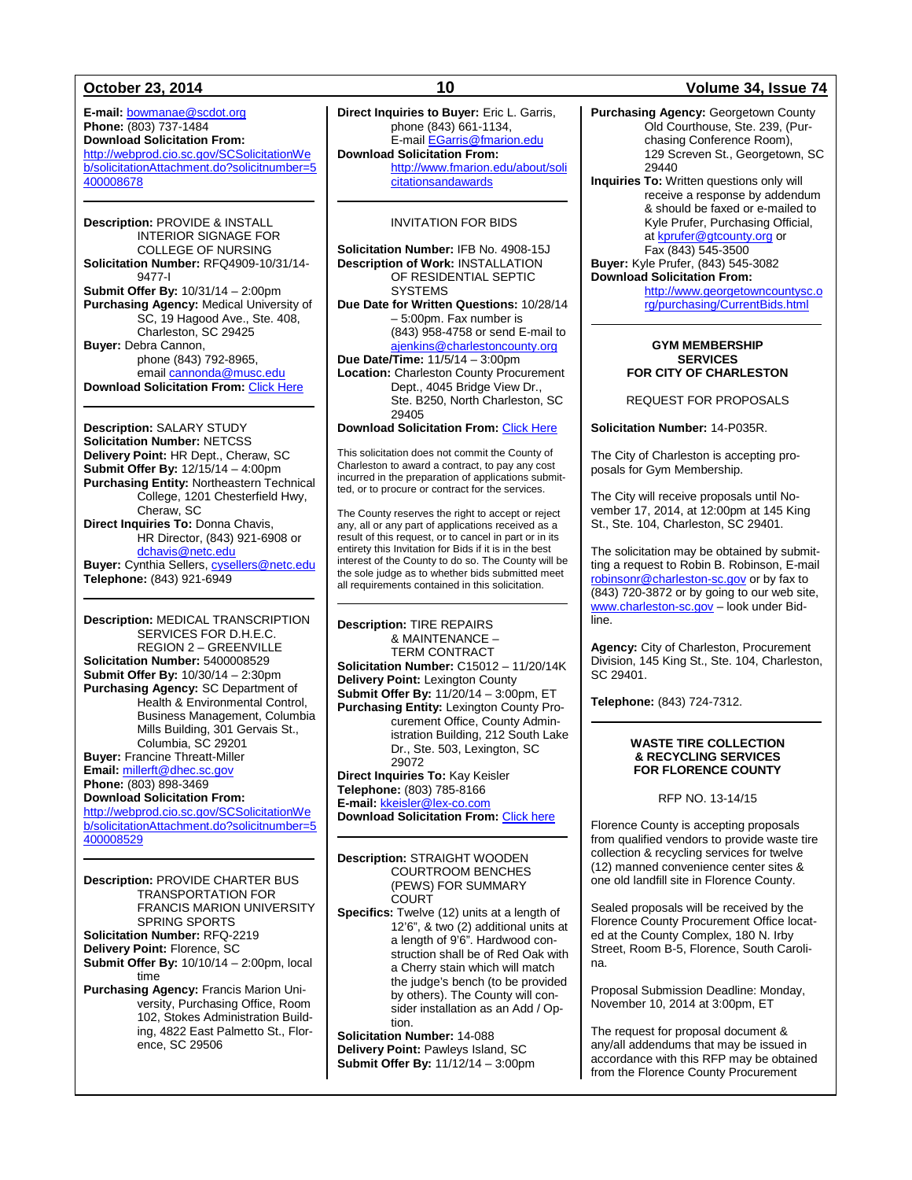**E-mail:** bowmanae@scdot.org
**Phone:** (803) 737-1484
**Download Solicitation From:**
http://webprod.cio.sc.gov/SCSolicitationWeb/solicitationAttachment.do?solicitnumber=5400008678

---

**Description:** PROVIDE & INSTALL INTERIOR SIGNAGE FOR COLLEGE OF NURSING
**Solicitation Number:** RFQ4909-10/31/14-9477-I
**Submit Offer By:** 10/31/14 – 2:00pm
**Purchasing Agency:** Medical University of SC, 19 Hagood Ave., Ste. 408, Charleston, SC 29425
**Buyer:** Debra Cannon, phone (843) 792-8965, email cannonda@musc.edu
**Download Solicitation From:** Click Here

---

**Description:** SALARY STUDY
**Solicitation Number:** NETCSS
**Delivery Point:** HR Dept., Cheraw, SC
**Submit Offer By:** 12/15/14 – 4:00pm
**Purchasing Entity:** Northeastern Technical College, 1201 Chesterfield Hwy, Cheraw, SC
**Direct Inquiries To:** Donna Chavis, HR Director, (843) 921-6908 or dchavis@netc.edu
**Buyer:** Cynthia Sellers, cysellers@netc.edu
**Telephone:** (843) 921-6949

---

**Description:** MEDICAL TRANSCRIPTION SERVICES FOR D.H.E.C. REGION 2 – GREENVILLE
**Solicitation Number:** 5400008529
**Submit Offer By:** 10/30/14 – 2:30pm
**Purchasing Agency:** SC Department of Health & Environmental Control, Business Management, Columbia Mills Building, 301 Gervais St., Columbia, SC 29201
**Buyer:** Francine Threatt-Miller
**Email:** millerft@dhec.sc.gov
**Phone:** (803) 898-3469
**Download Solicitation From:**
http://webprod.cio.sc.gov/SCSolicitationWeb/solicitationAttachment.do?solicitnumber=5400008529

---

**Description:** PROVIDE CHARTER BUS TRANSPORTATION FOR FRANCIS MARION UNIVERSITY SPRING SPORTS
**Solicitation Number:** RFQ-2219
**Delivery Point:** Florence, SC
**Submit Offer By:** 10/10/14 – 2:00pm, local time
**Purchasing Agency:** Francis Marion University, Purchasing Office, Room 102, Stokes Administration Building, 4822 East Palmetto St., Florence, SC 29506
**Direct Inquiries to Buyer:** Eric L. Garris, phone (843) 661-1134, E-mail EGarris@fmarion.edu
**Download Solicitation From:**
http://www.fmarion.edu/about/solicitationsandawards

---

INVITATION FOR BIDS

**Solicitation Number:** IFB No. 4908-15J
**Description of Work:** INSTALLATION OF RESIDENTIAL SEPTIC SYSTEMS
**Due Date for Written Questions:** 10/28/14 – 5:00pm. Fax number is (843) 958-4758 or send E-mail to ajenkins@charlestoncounty.org
**Due Date/Time:** 11/5/14 – 3:00pm
**Location:** Charleston County Procurement Dept., 4045 Bridge View Dr., Ste. B250, North Charleston, SC 29405
**Download Solicitation From:** Click Here

This solicitation does not commit the County of Charleston to award a contract, to pay any cost incurred in the preparation of applications submitted, or to procure or contract for the services.

The County reserves the right to accept or reject any, all or any part of applications received as a result of this request, or to cancel in part or in its entirety this Invitation for Bids if it is in the best interest of the County to do so. The County will be the sole judge as to whether bids submitted meet all requirements contained in this solicitation.

---

**Description:** TIRE REPAIRS & MAINTENANCE – TERM CONTRACT
**Solicitation Number:** C15012 – 11/20/14K
**Delivery Point:** Lexington County
**Submit Offer By:** 11/20/14 – 3:00pm, ET
**Purchasing Entity:** Lexington County Procurement Office, County Administration Building, 212 South Lake Dr., Ste. 503, Lexington, SC 29072
**Direct Inquiries To:** Kay Keisler
**Telephone:** (803) 785-8166
**E-mail:** kkeisler@lex-co.com
**Download Solicitation From:** Click here

---

**Description:** STRAIGHT WOODEN COURTROOM BENCHES (PEWS) FOR SUMMARY COURT
**Specifics:** Twelve (12) units at a length of 12'6", & two (2) additional units at a length of 9'6". Hardwood construction shall be of Red Oak with a Cherry stain which will match the judge's bench (to be provided by others). The County will consider installation as an Add / Option.
**Solicitation Number:** 14-088
**Delivery Point:** Pawleys Island, SC
**Submit Offer By:** 11/12/14 – 3:00pm
**Purchasing Agency:** Georgetown County Old Courthouse, Ste. 239, (Purchasing Conference Room), 129 Screven St., Georgetown, SC 29440
**Inquiries To:** Written questions only will receive a response by addendum & should be faxed or e-mailed to Kyle Prufer, Purchasing Official, at kprufer@gtcounty.org or Fax (843) 545-3500
**Buyer:** Kyle Prufer, (843) 545-3082
**Download Solicitation From:**
http://www.georgetowncountysc.org/purchasing/CurrentBids.html

---

### GYM MEMBERSHIP SERVICES FOR CITY OF CHARLESTON

REQUEST FOR PROPOSALS

**Solicitation Number:** 14-P035R.

The City of Charleston is accepting proposals for Gym Membership.

The City will receive proposals until November 17, 2014, at 12:00pm at 145 King St., Ste. 104, Charleston, SC 29401.

The solicitation may be obtained by submitting a request to Robin B. Robinson, E-mail robinsonr@charleston-sc.gov or by fax to (843) 720-3872 or by going to our web site, www.charleston-sc.gov – look under Bidline.

**Agency:** City of Charleston, Procurement Division, 145 King St., Ste. 104, Charleston, SC 29401.

**Telephone:** (843) 724-7312.

---

### WASTE TIRE COLLECTION & RECYCLING SERVICES FOR FLORENCE COUNTY

RFP NO. 13-14/15

Florence County is accepting proposals from qualified vendors to provide waste tire collection & recycling services for twelve (12) manned convenience center sites & one old landfill site in Florence County.

Sealed proposals will be received by the Florence County Procurement Office located at the County Complex, 180 N. Irby Street, Room B-5, Florence, South Carolina.

Proposal Submission Deadline: Monday, November 10, 2014 at 3:00pm, ET

The request for proposal document & any/all addendums that may be issued in accordance with this RFP may be obtained from the Florence County Procurement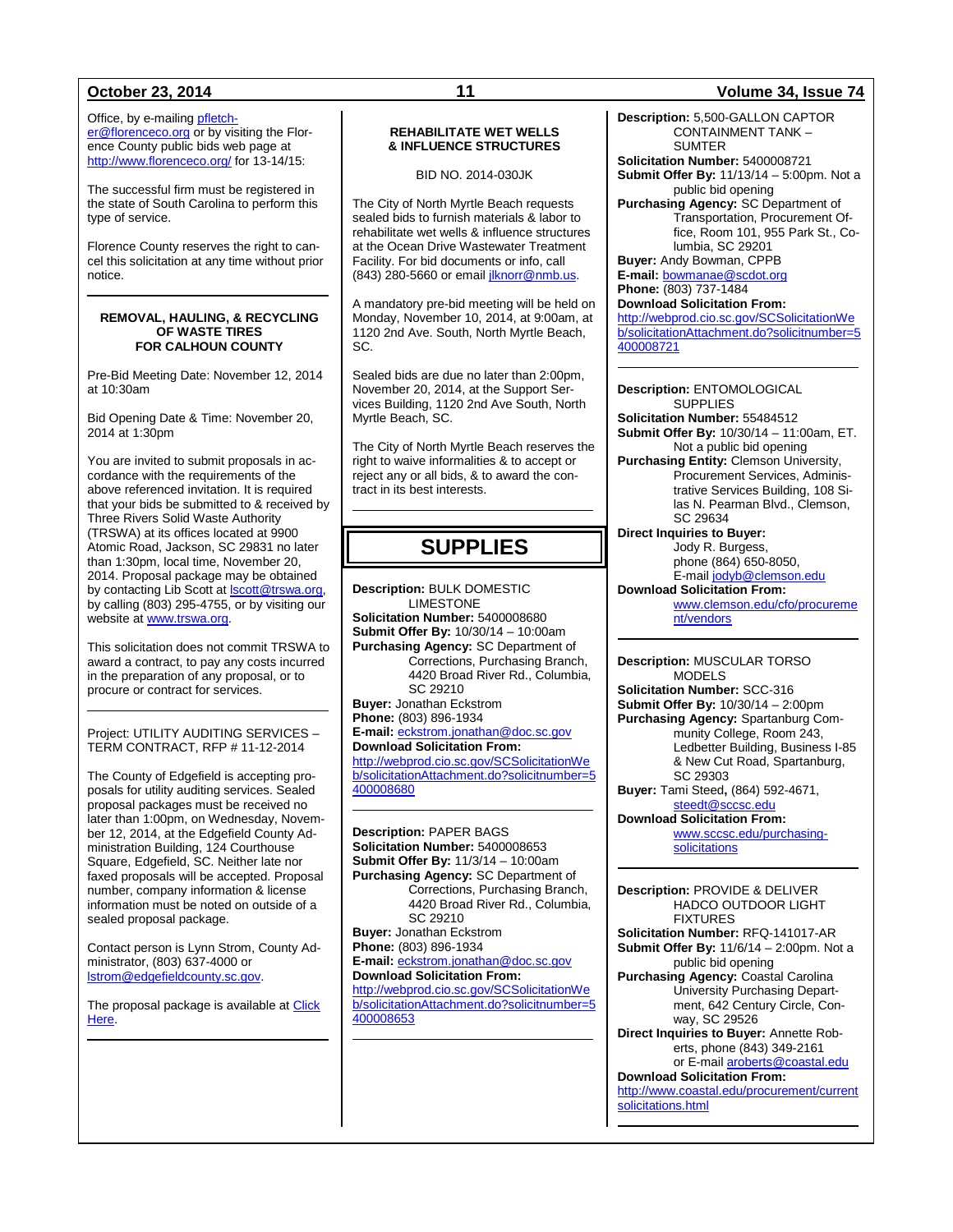Office, by e-mailing pfletcher@florenceco.org or by visiting the Florence County public bids web page at http://www.florenceco.org/ for 13-14/15:

The successful firm must be registered in the state of South Carolina to perform this type of service.

Florence County reserves the right to cancel this solicitation at any time without prior notice.

---

### REMOVAL, HAULING, & RECYCLING OF WASTE TIRES FOR CALHOUN COUNTY

Pre-Bid Meeting Date: November 12, 2014 at 10:30am

Bid Opening Date & Time: November 20, 2014 at 1:30pm

You are invited to submit proposals in accordance with the requirements of the above referenced invitation. It is required that your bids be submitted to & received by Three Rivers Solid Waste Authority (TRSWA) at its offices located at 9900 Atomic Road, Jackson, SC 29831 no later than 1:30pm, local time, November 20, 2014. Proposal package may be obtained by contacting Lib Scott at lscott@trswa.org, by calling (803) 295-4755, or by visiting our website at www.trswa.org.

This solicitation does not commit TRSWA to award a contract, to pay any costs incurred in the preparation of any proposal, or to procure or contract for services.

---

Project: UTILITY AUDITING SERVICES – TERM CONTRACT, RFP # 11-12-2014

The County of Edgefield is accepting proposals for utility auditing services. Sealed proposal packages must be received no later than 1:00pm, on Wednesday, November 12, 2014, at the Edgefield County Administration Building, 124 Courthouse Square, Edgefield, SC. Neither late nor faxed proposals will be accepted. Proposal number, company information & license information must be noted on outside of a sealed proposal package.

Contact person is Lynn Strom, County Administrator, (803) 637-4000 or lstrom@edgefieldcounty.sc.gov.

The proposal package is available at Click Here.

---

### REHABILITATE WET WELLS & INFLUENCE STRUCTURES

BID NO. 2014-030JK

The City of North Myrtle Beach requests sealed bids to furnish materials & labor to rehabilitate wet wells & influence structures at the Ocean Drive Wastewater Treatment Facility. For bid documents or info, call (843) 280-5660 or email jlknorr@nmb.us.

A mandatory pre-bid meeting will be held on Monday, November 10, 2014, at 9:00am, at 1120 2nd Ave. South, North Myrtle Beach, SC.

Sealed bids are due no later than 2:00pm, November 20, 2014, at the Support Services Building, 1120 2nd Ave South, North Myrtle Beach, SC.

The City of North Myrtle Beach reserves the right to waive informalities & to accept or reject any or all bids, & to award the contract in its best interests.

---

# SUPPLIES

**Description:** BULK DOMESTIC LIMESTONE
**Solicitation Number:** 5400008680
**Submit Offer By:** 10/30/14 – 10:00am
**Purchasing Agency:** SC Department of Corrections, Purchasing Branch, 4420 Broad River Rd., Columbia, SC 29210
**Buyer:** Jonathan Eckstrom
**Phone:** (803) 896-1934
**E-mail:** eckstrom.jonathan@doc.sc.gov
**Download Solicitation From:**
http://webprod.cio.sc.gov/SCSolicitationWeb/solicitationAttachment.do?solicitnumber=5400008680

---

**Description:** PAPER BAGS
**Solicitation Number:** 5400008653
**Submit Offer By:** 11/3/14 – 10:00am
**Purchasing Agency:** SC Department of Corrections, Purchasing Branch, 4420 Broad River Rd., Columbia, SC 29210
**Buyer:** Jonathan Eckstrom
**Phone:** (803) 896-1934
**E-mail:** eckstrom.jonathan@doc.sc.gov
**Download Solicitation From:**
http://webprod.cio.sc.gov/SCSolicitationWeb/solicitationAttachment.do?solicitnumber=5400008653

---

**Description:** 5,500-GALLON CAPTOR CONTAINMENT TANK – SUMTER
**Solicitation Number:** 5400008721
**Submit Offer By:** 11/13/14 – 5:00pm. Not a public bid opening
**Purchasing Agency:** SC Department of Transportation, Procurement Office, Room 101, 955 Park St., Columbia, SC 29201
**Buyer:** Andy Bowman, CPPB
**E-mail:** bowmanae@scdot.org
**Phone:** (803) 737-1484
**Download Solicitation From:**
http://webprod.cio.sc.gov/SCSolicitationWeb/solicitationAttachment.do?solicitnumber=5400008721

---

**Description:** ENTOMOLOGICAL SUPPLIES
**Solicitation Number:** 55484512
**Submit Offer By:** 10/30/14 – 11:00am, ET. Not a public bid opening
**Purchasing Entity:** Clemson University, Procurement Services, Administrative Services Building, 108 Silas N. Pearman Blvd., Clemson, SC 29634
**Direct Inquiries to Buyer:**
Jody R. Burgess,
phone (864) 650-8050,
E-mail jodyb@clemson.edu
**Download Solicitation From:**
www.clemson.edu/cfo/procurement/vendors

---

**Description:** MUSCULAR TORSO MODELS
**Solicitation Number:** SCC-316
**Submit Offer By:** 10/30/14 – 2:00pm
**Purchasing Agency:** Spartanburg Community College, Room 243, Ledbetter Building, Business I-85 & New Cut Road, Spartanburg, SC 29303
**Buyer:** Tami Steed, (864) 592-4671, steedt@sccsc.edu
**Download Solicitation From:**
www.sccsc.edu/purchasing-solicitations

---

**Description:** PROVIDE & DELIVER HADCO OUTDOOR LIGHT FIXTURES
**Solicitation Number:** RFQ-141017-AR
**Submit Offer By:** 11/6/14 – 2:00pm. Not a public bid opening
**Purchasing Agency:** Coastal Carolina University Purchasing Department, 642 Century Circle, Conway, SC 29526
**Direct Inquiries to Buyer:** Annette Roberts, phone (843) 349-2161 or E-mail aroberts@coastal.edu
**Download Solicitation From:**
http://www.coastal.edu/procurement/currentsolicitations.html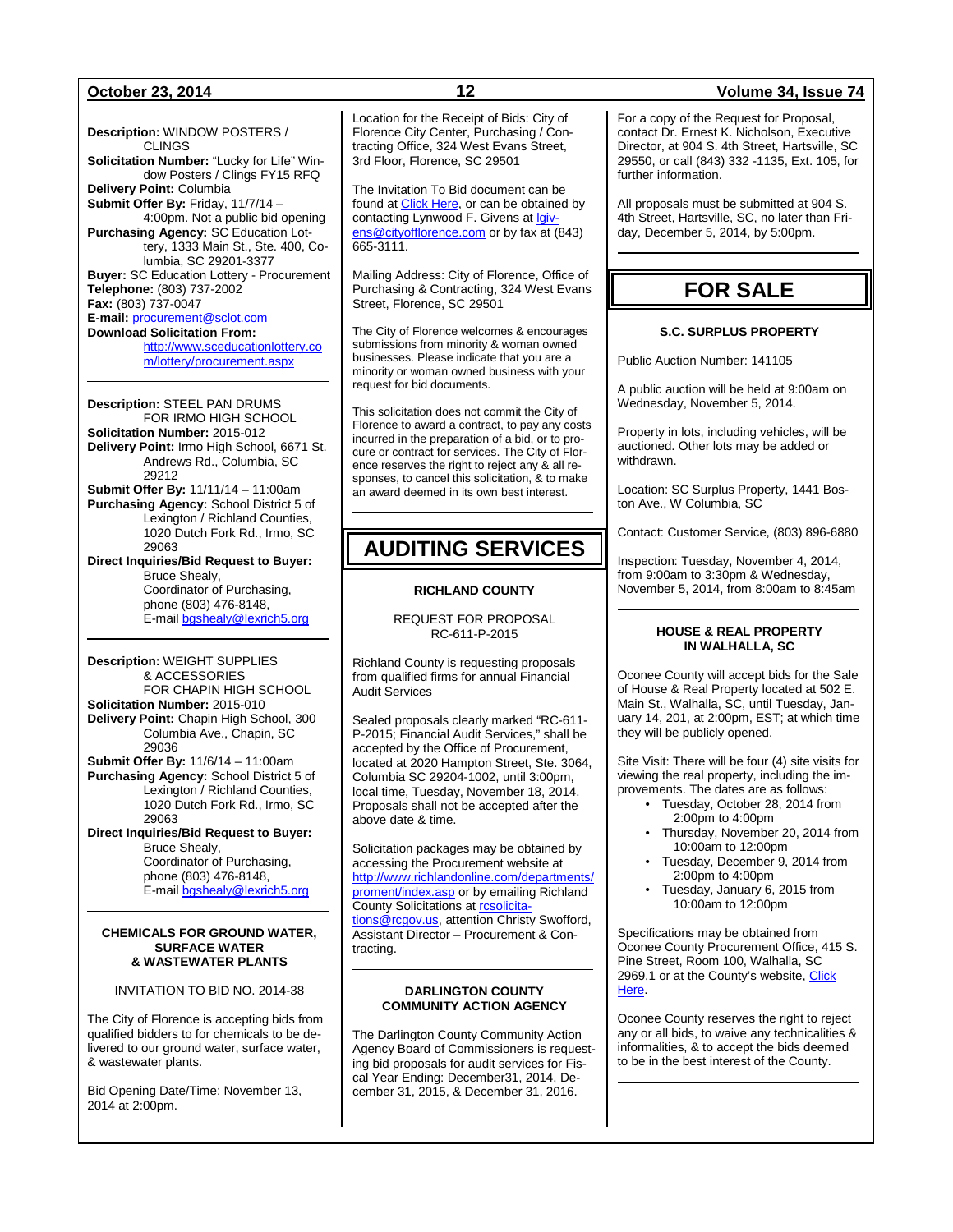**Description:** WINDOW POSTERS / CLINGS
**Solicitation Number:** "Lucky for Life" Window Posters / Clings FY15 RFQ
**Delivery Point:** Columbia
**Submit Offer By:** Friday, 11/7/14 – 4:00pm. Not a public bid opening
**Purchasing Agency:** SC Education Lottery, 1333 Main St., Ste. 400, Columbia, SC 29201-3377
**Buyer:** SC Education Lottery - Procurement
**Telephone:** (803) 737-2002
**Fax:** (803) 737-0047
**E-mail:** procurement@sclot.com
**Download Solicitation From:** http://www.sceducationlottery.com/lottery/procurement.aspx

---

**Description:** STEEL PAN DRUMS FOR IRMO HIGH SCHOOL
**Solicitation Number:** 2015-012
**Delivery Point:** Irmo High School, 6671 St. Andrews Rd., Columbia, SC 29212
**Submit Offer By:** 11/11/14 – 11:00am
**Purchasing Agency:** School District 5 of Lexington / Richland Counties, 1020 Dutch Fork Rd., Irmo, SC 29063
**Direct Inquiries/Bid Request to Buyer:** Bruce Shealy, Coordinator of Purchasing, phone (803) 476-8148, E-mail bgshealy@lexrich5.org

---

**Description:** WEIGHT SUPPLIES & ACCESSORIES FOR CHAPIN HIGH SCHOOL
**Solicitation Number:** 2015-010
**Delivery Point:** Chapin High School, 300 Columbia Ave., Chapin, SC 29036
**Submit Offer By:** 11/6/14 – 11:00am
**Purchasing Agency:** School District 5 of Lexington / Richland Counties, 1020 Dutch Fork Rd., Irmo, SC 29063
**Direct Inquiries/Bid Request to Buyer:** Bruce Shealy, Coordinator of Purchasing, phone (803) 476-8148, E-mail bgshealy@lexrich5.org

---

### CHEMICALS FOR GROUND WATER, SURFACE WATER & WASTEWATER PLANTS

INVITATION TO BID NO. 2014-38

The City of Florence is accepting bids from qualified bidders to for chemicals to be delivered to our ground water, surface water, & wastewater plants.

Bid Opening Date/Time: November 13, 2014 at 2:00pm.

Location for the Receipt of Bids: City of Florence City Center, Purchasing / Contracting Office, 324 West Evans Street, 3rd Floor, Florence, SC 29501

The Invitation To Bid document can be found at Click Here, or can be obtained by contacting Lynwood F. Givens at lgivens@cityofflorence.com or by fax at (843) 665-3111.

Mailing Address: City of Florence, Office of Purchasing & Contracting, 324 West Evans Street, Florence, SC 29501

The City of Florence welcomes & encourages submissions from minority & woman owned businesses. Please indicate that you are a minority or woman owned business with your request for bid documents.

This solicitation does not commit the City of Florence to award a contract, to pay any costs incurred in the preparation of a bid, or to procure or contract for services. The City of Florence reserves the right to reject any & all responses, to cancel this solicitation, & to make an award deemed in its own best interest.

# AUDITING SERVICES

### RICHLAND COUNTY

REQUEST FOR PROPOSAL
RC-611-P-2015

Richland County is requesting proposals from qualified firms for annual Financial Audit Services

Sealed proposals clearly marked "RC-611-P-2015; Financial Audit Services," shall be accepted by the Office of Procurement, located at 2020 Hampton Street, Ste. 3064, Columbia SC 29204-1002, until 3:00pm, local time, Tuesday, November 18, 2014. Proposals shall not be accepted after the above date & time.

Solicitation packages may be obtained by accessing the Procurement website at http://www.richlandonline.com/departments/proment/index.asp or by emailing Richland County Solicitations at rcsolicitations@rcgov.us, attention Christy Swofford, Assistant Director – Procurement & Contracting.

---

### DARLINGTON COUNTY COMMUNITY ACTION AGENCY

The Darlington County Community Action Agency Board of Commissioners is requesting bid proposals for audit services for Fiscal Year Ending: December31, 2014, December 31, 2015, & December 31, 2016.

For a copy of the Request for Proposal, contact Dr. Ernest K. Nicholson, Executive Director, at 904 S. 4th Street, Hartsville, SC 29550, or call (843) 332 -1135, Ext. 105, for further information.

All proposals must be submitted at 904 S. 4th Street, Hartsville, SC, no later than Friday, December 5, 2014, by 5:00pm.

# FOR SALE

### S.C. SURPLUS PROPERTY

Public Auction Number: 141105

A public auction will be held at 9:00am on Wednesday, November 5, 2014.

Property in lots, including vehicles, will be auctioned. Other lots may be added or withdrawn.

Location: SC Surplus Property, 1441 Boston Ave., W Columbia, SC

Contact: Customer Service, (803) 896-6880

Inspection: Tuesday, November 4, 2014, from 9:00am to 3:30pm & Wednesday, November 5, 2014, from 8:00am to 8:45am

---

### HOUSE & REAL PROPERTY IN WALHALLA, SC

Oconee County will accept bids for the Sale of House & Real Property located at 502 E. Main St., Walhalla, SC, until Tuesday, January 14, 201, at 2:00pm, EST; at which time they will be publicly opened.

Site Visit: There will be four (4) site visits for viewing the real property, including the improvements. The dates are as follows:

- Tuesday, October 28, 2014 from 2:00pm to 4:00pm
- Thursday, November 20, 2014 from 10:00am to 12:00pm
- Tuesday, December 9, 2014 from 2:00pm to 4:00pm
- Tuesday, January 6, 2015 from 10:00am to 12:00pm

Specifications may be obtained from Oconee County Procurement Office, 415 S. Pine Street, Room 100, Walhalla, SC 2969,1 or at the County's website, Click Here.

Oconee County reserves the right to reject any or all bids, to waive any technicalities & informalities, & to accept the bids deemed to be in the best interest of the County.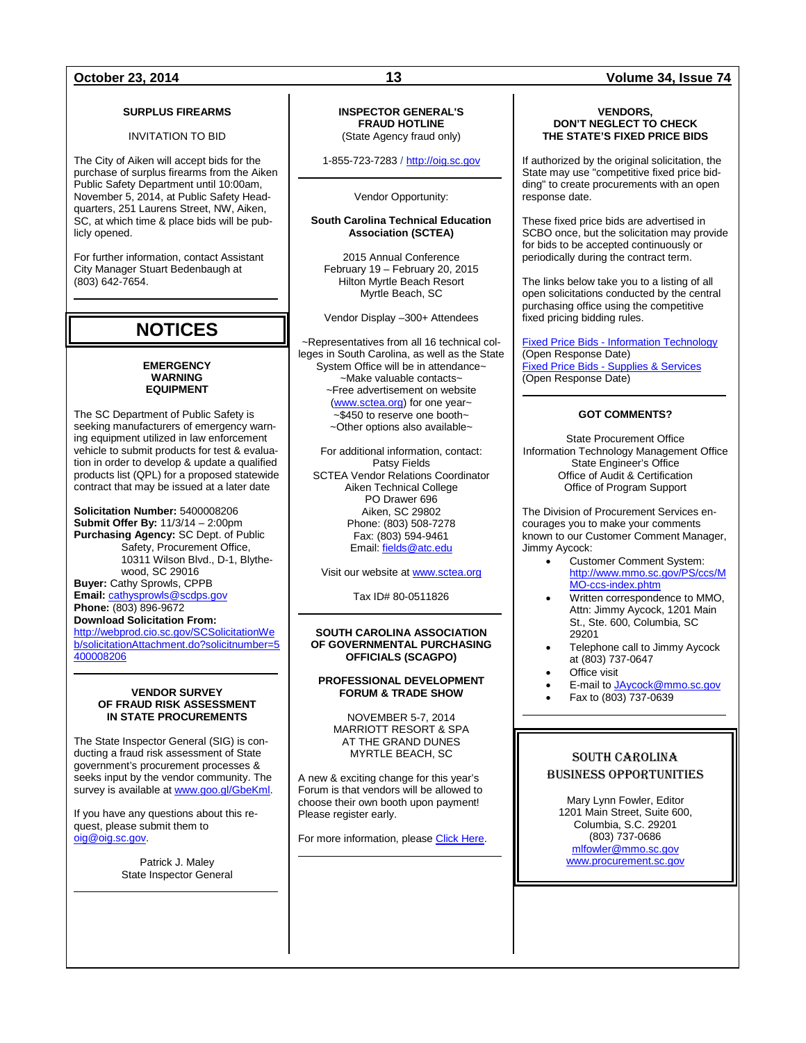### SURPLUS FIREARMS

INVITATION TO BID

The City of Aiken will accept bids for the purchase of surplus firearms from the Aiken Public Safety Department until 10:00am, November 5, 2014, at Public Safety Headquarters, 251 Laurens Street, NW, Aiken, SC, at which time & place bids will be publicly opened.

For further information, contact Assistant City Manager Stuart Bedenbaugh at (803) 642-7654.

# NOTICES

### EMERGENCY WARNING EQUIPMENT

The SC Department of Public Safety is seeking manufacturers of emergency warning equipment utilized in law enforcement vehicle to submit products for test & evaluation in order to develop & update a qualified products list (QPL) for a proposed statewide contract that may be issued at a later date

**Solicitation Number:** 5400008206
**Submit Offer By:** 11/3/14 – 2:00pm
**Purchasing Agency:** SC Dept. of Public Safety, Procurement Office, 10311 Wilson Blvd., D-1, Blythewood, SC 29016
**Buyer:** Cathy Sprowls, CPPB
**Email:** cathysprowls@scdps.gov
**Phone:** (803) 896-9672
**Download Solicitation From:**
http://webprod.cio.sc.gov/SCSolicitationWeb/solicitationAttachment.do?solicitnumber=5400008206

### VENDOR SURVEY OF FRAUD RISK ASSESSMENT IN STATE PROCUREMENTS

The State Inspector General (SIG) is conducting a fraud risk assessment of State government's procurement processes & seeks input by the vendor community. The survey is available at www.goo.gl/GbeKml.

If you have any questions about this request, please submit them to oig@oig.sc.gov.

Patrick J. Maley
State Inspector General

### INSPECTOR GENERAL'S FRAUD HOTLINE

(State Agency fraud only)

1-855-723-7283 / http://oig.sc.gov

Vendor Opportunity:

**South Carolina Technical Education Association (SCTEA)**

2015 Annual Conference
February 19 – February 20, 2015
Hilton Myrtle Beach Resort
Myrtle Beach, SC

Vendor Display –300+ Attendees

~Representatives from all 16 technical colleges in South Carolina, as well as the State System Office will be in attendance~
~Make valuable contacts~
~Free advertisement on website (www.sctea.org) for one year~
~$450 to reserve one booth~
~Other options also available~

For additional information, contact:
Patsy Fields
SCTEA Vendor Relations Coordinator
Aiken Technical College
PO Drawer 696
Aiken, SC 29802
Phone: (803) 508-7278
Fax: (803) 594-9461
Email: fields@atc.edu

Visit our website at www.sctea.org

Tax ID# 80-0511826

### SOUTH CAROLINA ASSOCIATION OF GOVERNMENTAL PURCHASING OFFICIALS (SCAGPO)

**PROFESSIONAL DEVELOPMENT FORUM & TRADE SHOW**

NOVEMBER 5-7, 2014
MARRIOTT RESORT & SPA
AT THE GRAND DUNES
MYRTLE BEACH, SC

A new & exciting change for this year's Forum is that vendors will be allowed to choose their own booth upon payment! Please register early.

For more information, please Click Here.

### VENDORS, DON'T NEGLECT TO CHECK THE STATE'S FIXED PRICE BIDS

If authorized by the original solicitation, the State may use "competitive fixed price bidding" to create procurements with an open response date.

These fixed price bids are advertised in SCBO once, but the solicitation may provide for bids to be accepted continuously or periodically during the contract term.

The links below take you to a listing of all open solicitations conducted by the central purchasing office using the competitive fixed pricing bidding rules.

Fixed Price Bids - Information Technology
(Open Response Date)
Fixed Price Bids - Supplies & Services
(Open Response Date)

### GOT COMMENTS?

State Procurement Office
Information Technology Management Office
State Engineer's Office
Office of Audit & Certification
Office of Program Support

The Division of Procurement Services encourages you to make your comments known to our Customer Comment Manager, Jimmy Aycock:

- Customer Comment System: http://www.mmo.sc.gov/PS/ccs/MMO-ccs-index.phtm
- Written correspondence to MMO, Attn: Jimmy Aycock, 1201 Main St., Ste. 600, Columbia, SC 29201
- Telephone call to Jimmy Aycock at (803) 737-0647
- Office visit
- E-mail to JAycock@mmo.sc.gov
- Fax to (803) 737-0639

### SOUTH CAROLINA BUSINESS OPPORTUNITIES

Mary Lynn Fowler, Editor
1201 Main Street, Suite 600,
Columbia, S.C. 29201
(803) 737-0686
mlfowler@mmo.sc.gov
www.procurement.sc.gov